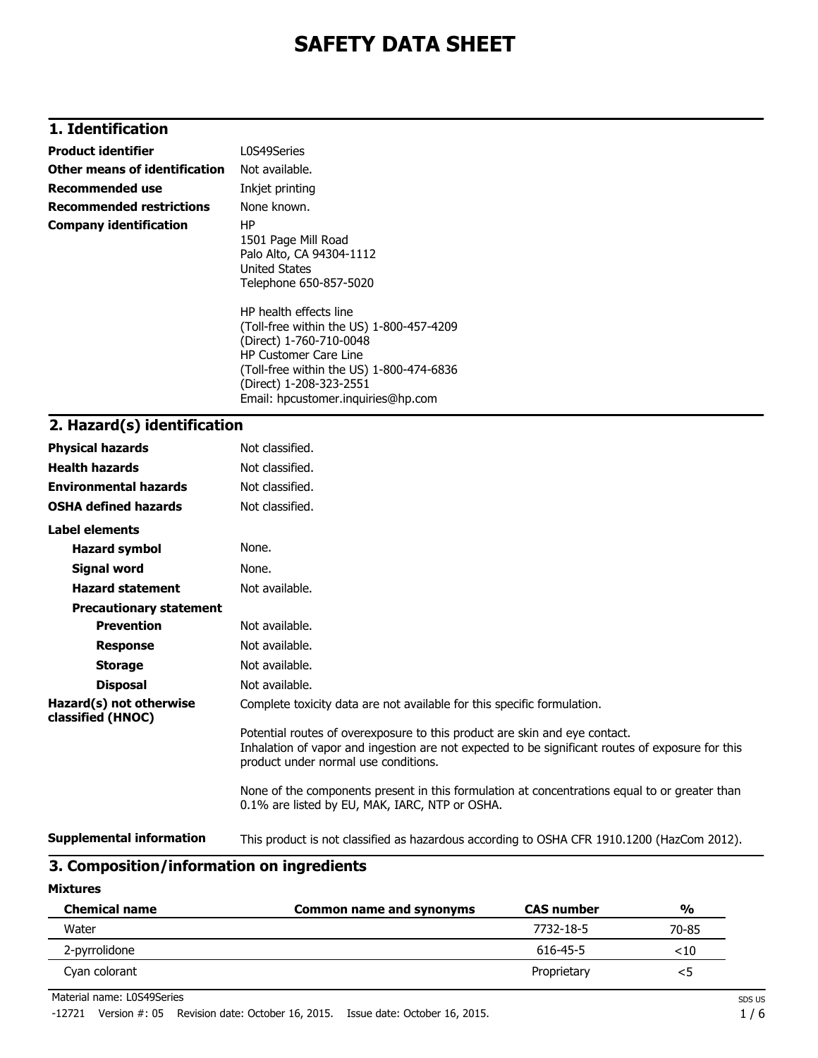# SAFETY DATA SHEET

## 1. Identification

| | |
|---|---|
| **Product identifier** | L0S49Series |
| **Other means of identification** | Not available. |
| **Recommended use** | Inkjet printing |
| **Recommended restrictions** | None known. |
| **Company identification** | HP<br>1501 Page Mill Road<br>Palo Alto, CA 94304-1112<br>United States<br>Telephone 650-857-5020<br><br>HP health effects line<br>(Toll-free within the US) 1-800-457-4209<br>(Direct) 1-760-710-0048<br>HP Customer Care Line<br>(Toll-free within the US) 1-800-474-6836<br>(Direct) 1-208-323-2551<br>Email: hpcustomer.inquiries@hp.com |

## 2. Hazard(s) identification

| | |
|---|---|
| **Physical hazards** | Not classified. |
| **Health hazards** | Not classified. |
| **Environmental hazards** | Not classified. |
| **OSHA defined hazards** | Not classified. |

**Label elements**

| | |
|---|---|
| **Hazard symbol** | None. |
| **Signal word** | None. |
| **Hazard statement** | Not available. |

**Precautionary statement**

| | |
|---|---|
| **Prevention** | Not available. |
| **Response** | Not available. |
| **Storage** | Not available. |
| **Disposal** | Not available. |

**Hazard(s) not otherwise classified (HNOC)**

Complete toxicity data are not available for this specific formulation.

Potential routes of overexposure to this product are skin and eye contact.
Inhalation of vapor and ingestion are not expected to be significant routes of exposure for this product under normal use conditions.

None of the components present in this formulation at concentrations equal to or greater than 0.1% are listed by EU, MAK, IARC, NTP or OSHA.

**Supplemental information**

This product is not classified as hazardous according to OSHA CFR 1910.1200 (HazCom 2012).

## 3. Composition/information on ingredients

**Mixtures**

| Chemical name | Common name and synonyms | CAS number | % |
|---|---|---|---|
| Water | | 7732-18-5 | 70-85 |
| 2-pyrrolidone | | 616-45-5 | <10 |
| Cyan colorant | | Proprietary | <5 |

Material name: L0S49Series

-12721 Version #: 05 Revision date: October 16, 2015. Issue date: October 16, 2015.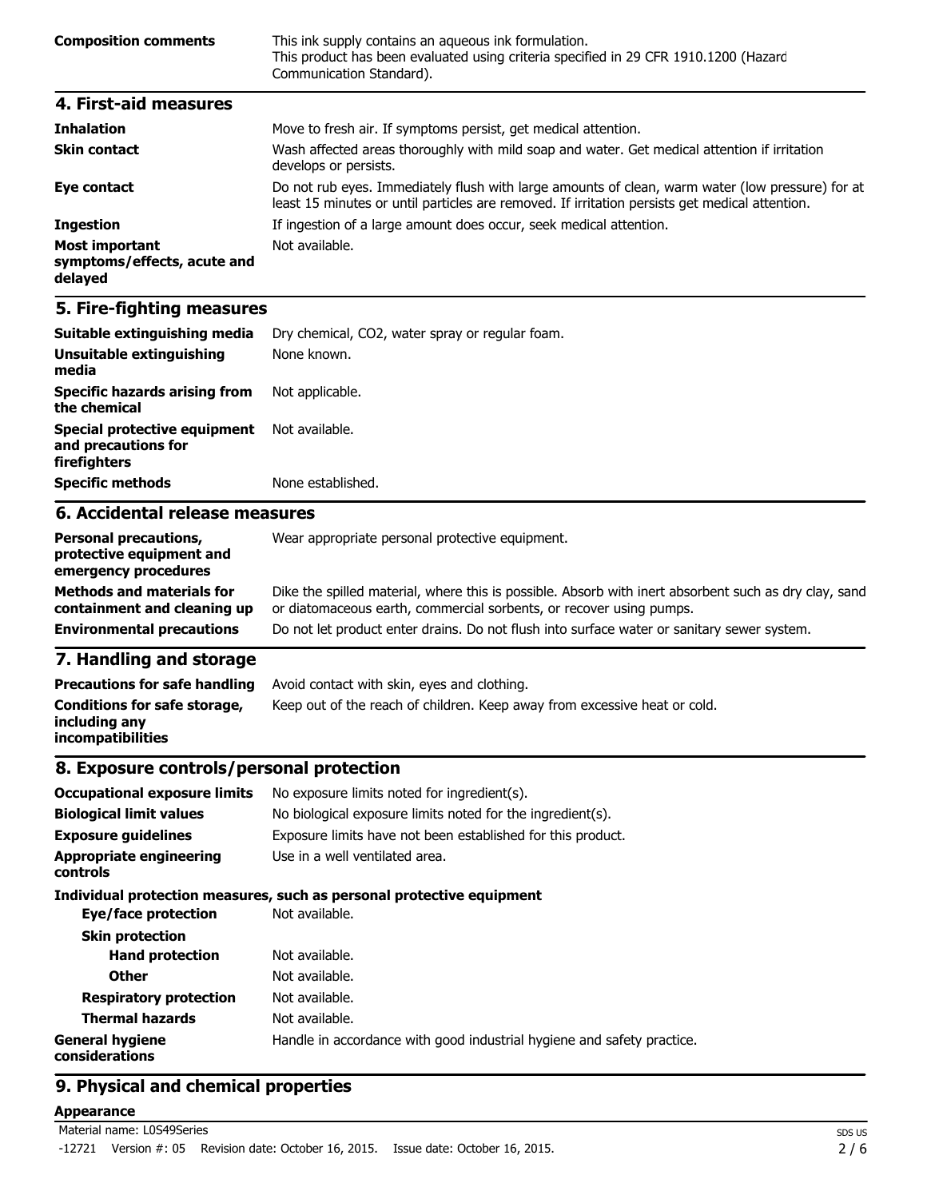| | |
|---|---|
| **Composition comments** | This ink supply contains an aqueous ink formulation. This product has been evaluated using criteria specified in 29 CFR 1910.1200 (Hazard Communication Standard). |

## 4. First-aid measures

| | |
|---|---|
| **Inhalation** | Move to fresh air. If symptoms persist, get medical attention. |
| **Skin contact** | Wash affected areas thoroughly with mild soap and water. Get medical attention if irritation develops or persists. |
| **Eye contact** | Do not rub eyes. Immediately flush with large amounts of clean, warm water (low pressure) for at least 15 minutes or until particles are removed. If irritation persists get medical attention. |
| **Ingestion** | If ingestion of a large amount does occur, seek medical attention. |
| **Most important symptoms/effects, acute and delayed** | Not available. |

## 5. Fire-fighting measures

| | |
|---|---|
| **Suitable extinguishing media** | Dry chemical, $CO_2$, water spray or regular foam. |
| **Unsuitable extinguishing media** | None known. |
| **Specific hazards arising from the chemical** | Not applicable. |
| **Special protective equipment and precautions for firefighters** | Not available. |
| **Specific methods** | None established. |

## 6. Accidental release measures

| | |
|---|---|
| **Personal precautions, protective equipment and emergency procedures** | Wear appropriate personal protective equipment. |
| **Methods and materials for containment and cleaning up** | Dike the spilled material, where this is possible. Absorb with inert absorbent such as dry clay, sand or diatomaceous earth, commercial sorbents, or recover using pumps. |
| **Environmental precautions** | Do not let product enter drains. Do not flush into surface water or sanitary sewer system. |

## 7. Handling and storage

| | |
|---|---|
| **Precautions for safe handling** | Avoid contact with skin, eyes and clothing. |
| **Conditions for safe storage, including any incompatibilities** | Keep out of the reach of children. Keep away from excessive heat or cold. |

## 8. Exposure controls/personal protection

| | |
|---|---|
| **Occupational exposure limits** | No exposure limits noted for ingredient(s). |
| **Biological limit values** | No biological exposure limits noted for the ingredient(s). |
| **Exposure guidelines** | Exposure limits have not been established for this product. |
| **Appropriate engineering controls** | Use in a well ventilated area. |

**Individual protection measures, such as personal protective equipment**

| | |
|---|---|
| **Eye/face protection** | Not available. |
| **Skin protection** | |
| **Hand protection** | Not available. |
| **Other** | Not available. |
| **Respiratory protection** | Not available. |
| **Thermal hazards** | Not available. |
| **General hygiene considerations** | Handle in accordance with good industrial hygiene and safety practice. |

## 9. Physical and chemical properties

**Appearance**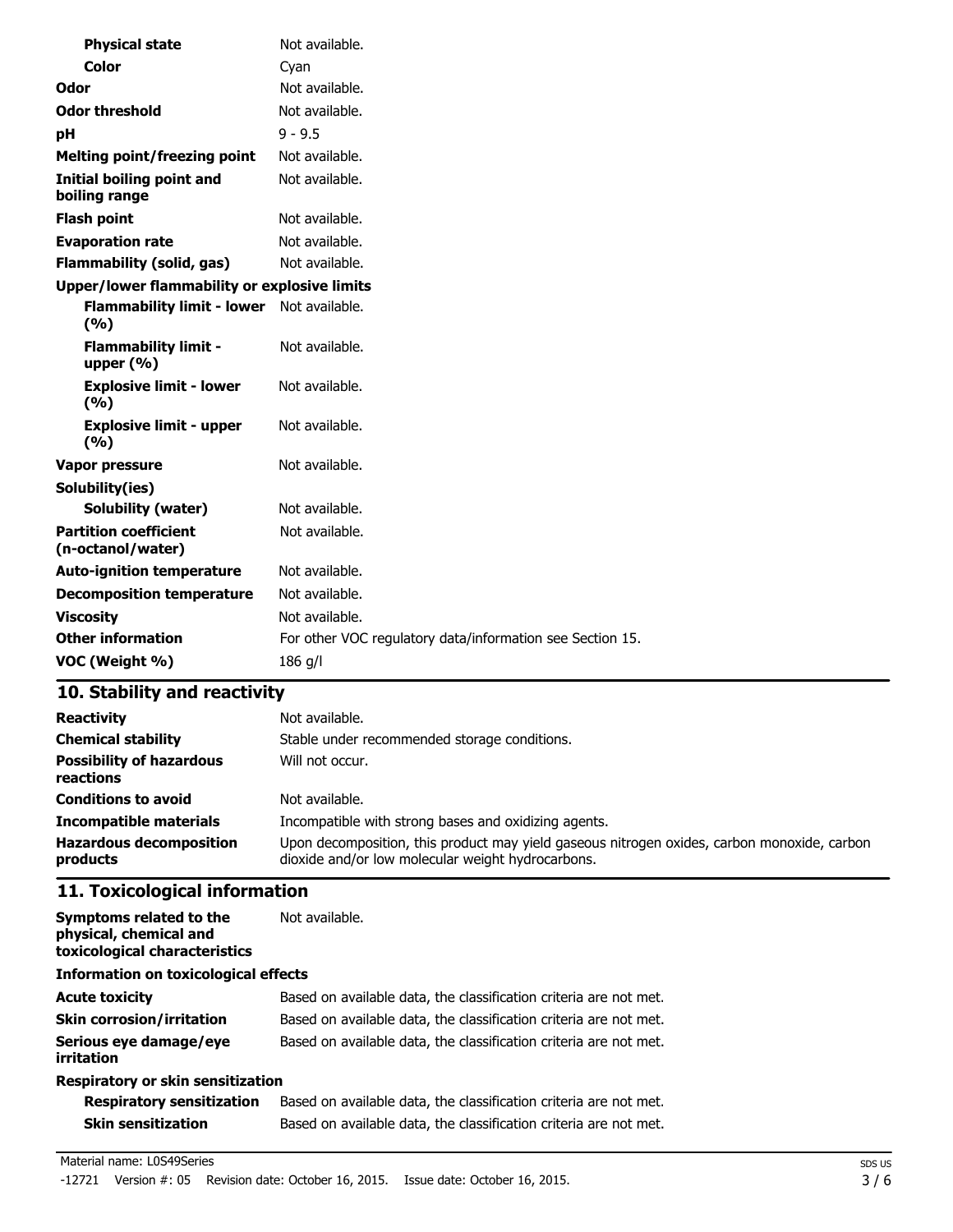| | |
|---|---|
| **Physical state** | Not available. |
| **Color** | Cyan |
| **Odor** | Not available. |
| **Odor threshold** | Not available. |
| **pH** | 9 - 9.5 |
| **Melting point/freezing point** | Not available. |
| **Initial boiling point and boiling range** | Not available. |
| **Flash point** | Not available. |
| **Evaporation rate** | Not available. |
| **Flammability (solid, gas)** | Not available. |
| **Upper/lower flammability or explosive limits** | |
| **Flammability limit - lower (%)** | Not available. |
| **Flammability limit - upper (%)** | Not available. |
| **Explosive limit - lower (%)** | Not available. |
| **Explosive limit - upper (%)** | Not available. |
| **Vapor pressure** | Not available. |
| **Solubility(ies)** | |
| **Solubility (water)** | Not available. |
| **Partition coefficient (n-octanol/water)** | Not available. |
| **Auto-ignition temperature** | Not available. |
| **Decomposition temperature** | Not available. |
| **Viscosity** | Not available. |
| **Other information** | For other VOC regulatory data/information see Section 15. |
| **VOC (Weight %)** | 186 g/l |

## 10. Stability and reactivity

| | |
|---|---|
| **Reactivity** | Not available. |
| **Chemical stability** | Stable under recommended storage conditions. |
| **Possibility of hazardous reactions** | Will not occur. |
| **Conditions to avoid** | Not available. |
| **Incompatible materials** | Incompatible with strong bases and oxidizing agents. |
| **Hazardous decomposition products** | Upon decomposition, this product may yield gaseous nitrogen oxides, carbon monoxide, carbon dioxide and/or low molecular weight hydrocarbons. |

## 11. Toxicological information

| | |
|---|---|
| **Symptoms related to the physical, chemical and toxicological characteristics** | Not available. |
| **Information on toxicological effects** | |
| **Acute toxicity** | Based on available data, the classification criteria are not met. |
| **Skin corrosion/irritation** | Based on available data, the classification criteria are not met. |
| **Serious eye damage/eye irritation** | Based on available data, the classification criteria are not met. |
| **Respiratory or skin sensitization** | |
| **Respiratory sensitization** | Based on available data, the classification criteria are not met. |
| **Skin sensitization** | Based on available data, the classification criteria are not met. |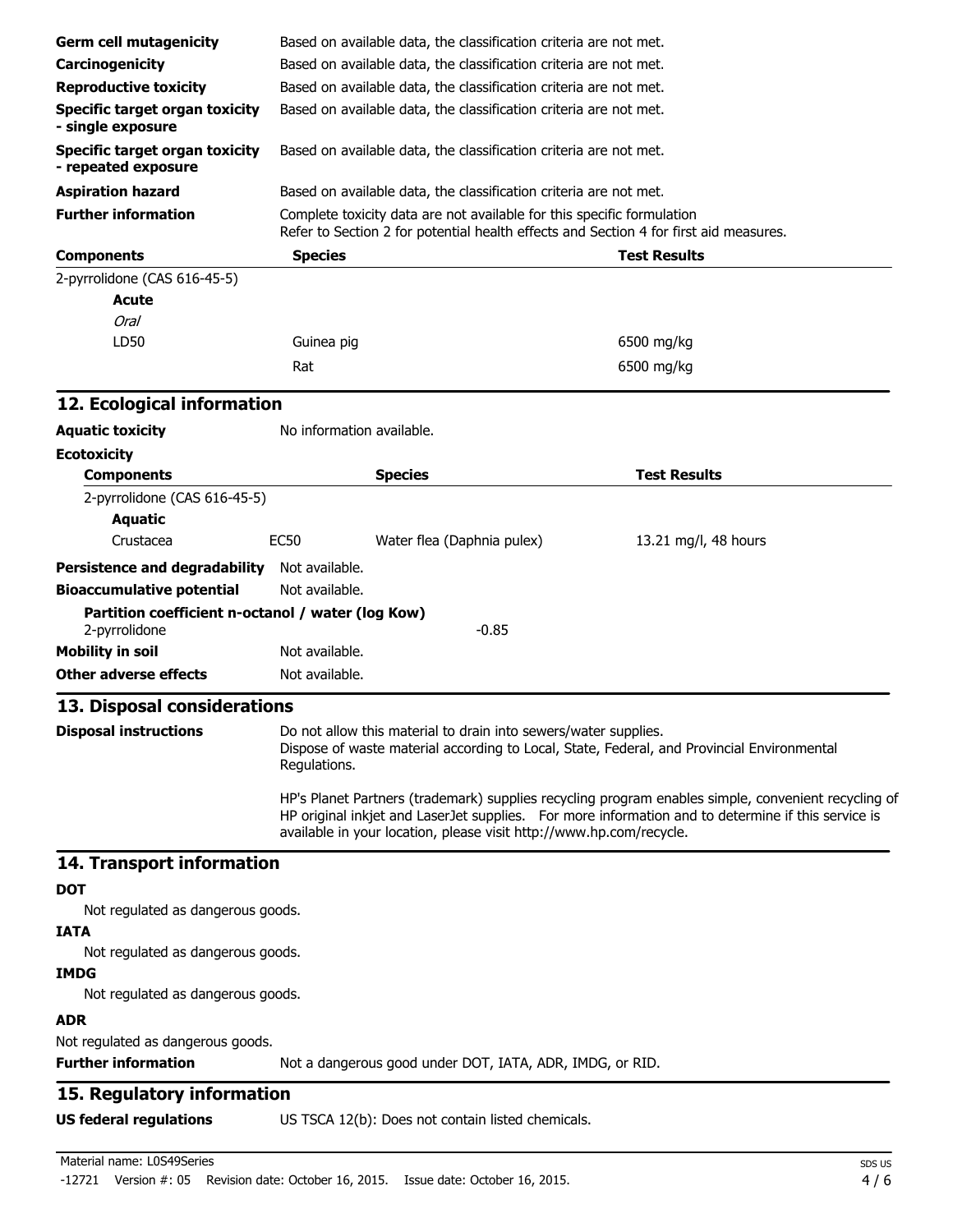| | |
|---|---|
| **Germ cell mutagenicity** | Based on available data, the classification criteria are not met. |
| **Carcinogenicity** | Based on available data, the classification criteria are not met. |
| **Reproductive toxicity** | Based on available data, the classification criteria are not met. |
| **Specific target organ toxicity - single exposure** | Based on available data, the classification criteria are not met. |
| **Specific target organ toxicity - repeated exposure** | Based on available data, the classification criteria are not met. |
| **Aspiration hazard** | Based on available data, the classification criteria are not met. |
| **Further information** | Complete toxicity data are not available for this specific formulation<br>Refer to Section 2 for potential health effects and Section 4 for first aid measures. |

| Components | Species | Test Results |
|---|---|---|
| 2-pyrrolidone (CAS 616-45-5) | | |
| **Acute** | | |
| *Oral* | | |
| LD50 | Guinea pig | 6500 mg/kg |
| | Rat | 6500 mg/kg |

## 12. Ecological information

**Aquatic toxicity** No information available.

**Ecotoxicity**

| Components | | Species | Test Results |
|---|---|---|---|
| 2-pyrrolidone (CAS 616-45-5) | | | |
| **Aquatic** | | | |
| Crustacea | EC50 | Water flea (Daphnia pulex) | 13.21 mg/l, 48 hours |

**Persistence and degradability** Not available.

**Bioaccumulative potential** Not available.

**Partition coefficient n-octanol / water (log Kow)**

2-pyrrolidone -0.85

**Mobility in soil** Not available.

**Other adverse effects** Not available.

## 13. Disposal considerations

**Disposal instructions** Do not allow this material to drain into sewers/water supplies.
Dispose of waste material according to Local, State, Federal, and Provincial Environmental Regulations.

HP's Planet Partners (trademark) supplies recycling program enables simple, convenient recycling of HP original inkjet and LaserJet supplies. For more information and to determine if this service is available in your location, please visit http://www.hp.com/recycle.

## 14. Transport information

**DOT**

Not regulated as dangerous goods.

**IATA**

Not regulated as dangerous goods.

**IMDG**

Not regulated as dangerous goods.

**ADR**

Not regulated as dangerous goods.

**Further information** Not a dangerous good under DOT, IATA, ADR, IMDG, or RID.

## 15. Regulatory information

**US federal regulations** US TSCA 12(b): Does not contain listed chemicals.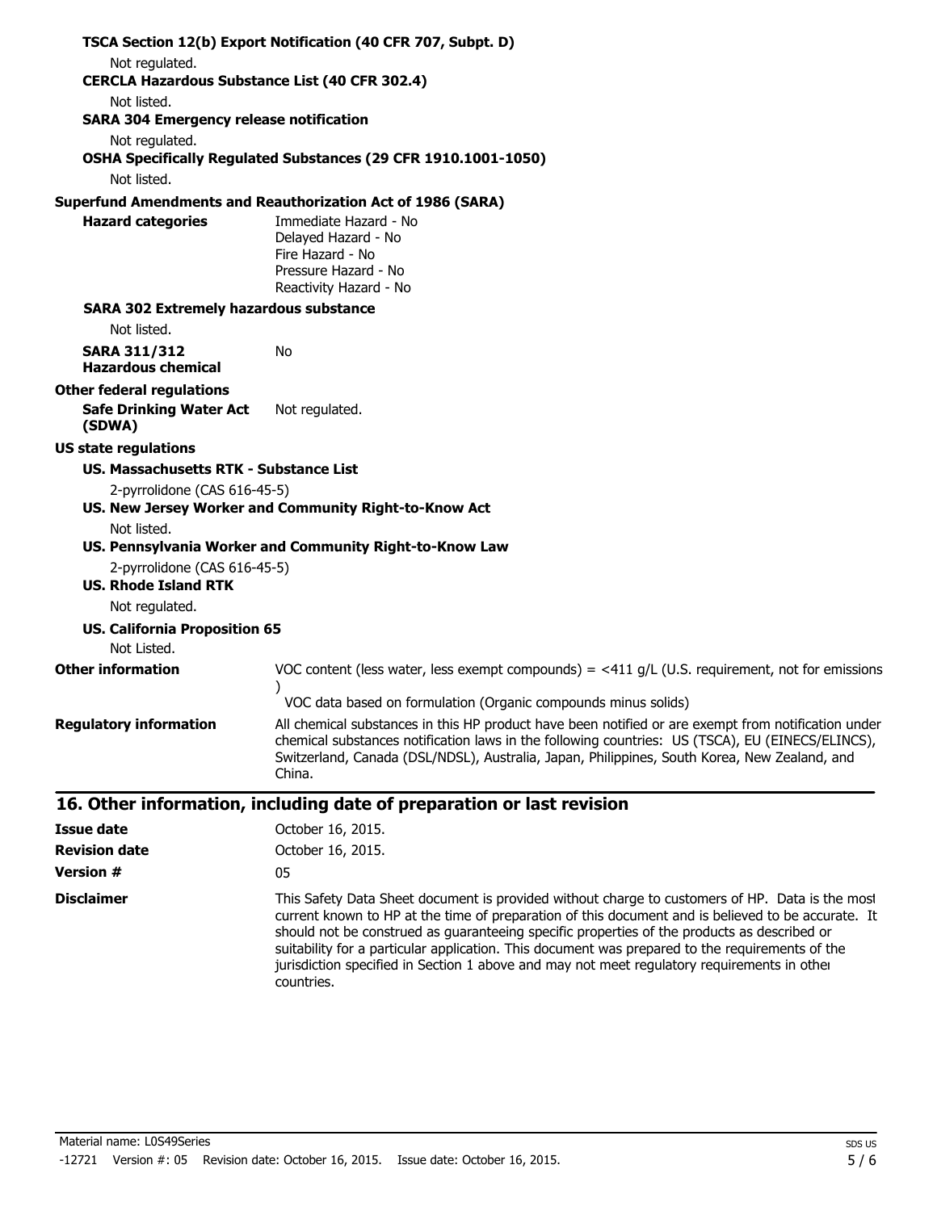**TSCA Section 12(b) Export Notification (40 CFR 707, Subpt. D)**

Not regulated.

**CERCLA Hazardous Substance List (40 CFR 302.4)**

Not listed.

**SARA 304 Emergency release notification**

Not regulated.

**OSHA Specifically Regulated Substances (29 CFR 1910.1001-1050)**

Not listed.

**Superfund Amendments and Reauthorization Act of 1986 (SARA)**

**Hazard categories**
Immediate Hazard - No
Delayed Hazard - No
Fire Hazard - No
Pressure Hazard - No
Reactivity Hazard - No

**SARA 302 Extremely hazardous substance**

Not listed.

**SARA 311/312 Hazardous chemical** No

**Other federal regulations**

**Safe Drinking Water Act (SDWA)** Not regulated.

**US state regulations**

**US. Massachusetts RTK - Substance List**

2-pyrrolidone (CAS 616-45-5)

**US. New Jersey Worker and Community Right-to-Know Act**

Not listed.

**US. Pennsylvania Worker and Community Right-to-Know Law**

2-pyrrolidone (CAS 616-45-5)

**US. Rhode Island RTK**

Not regulated.

**US. California Proposition 65**

Not Listed.

**Other information**
VOC content (less water, less exempt compounds) = <411 g/L (U.S. requirement, not for emissions )
VOC data based on formulation (Organic compounds minus solids)

**Regulatory information**
All chemical substances in this HP product have been notified or are exempt from notification under chemical substances notification laws in the following countries: US (TSCA), EU (EINECS/ELINCS), Switzerland, Canada (DSL/NDSL), Australia, Japan, Philippines, South Korea, New Zealand, and China.

## 16. Other information, including date of preparation or last revision

**Issue date** October 16, 2015.

**Revision date** October 16, 2015.

**Version #** 05

**Disclaimer**
This Safety Data Sheet document is provided without charge to customers of HP. Data is the most current known to HP at the time of preparation of this document and is believed to be accurate. It should not be construed as guaranteeing specific properties of the products as described or suitability for a particular application. This document was prepared to the requirements of the jurisdiction specified in Section 1 above and may not meet regulatory requirements in other countries.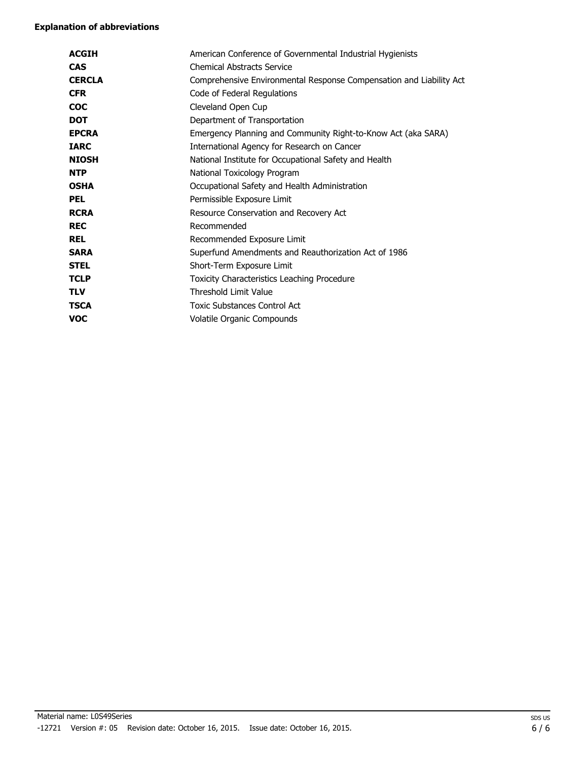**Explanation of abbreviations**

| | |
|---|---|
| **ACGIH** | American Conference of Governmental Industrial Hygienists |
| **CAS** | Chemical Abstracts Service |
| **CERCLA** | Comprehensive Environmental Response Compensation and Liability Act |
| **CFR** | Code of Federal Regulations |
| **COC** | Cleveland Open Cup |
| **DOT** | Department of Transportation |
| **EPCRA** | Emergency Planning and Community Right-to-Know Act (aka SARA) |
| **IARC** | International Agency for Research on Cancer |
| **NIOSH** | National Institute for Occupational Safety and Health |
| **NTP** | National Toxicology Program |
| **OSHA** | Occupational Safety and Health Administration |
| **PEL** | Permissible Exposure Limit |
| **RCRA** | Resource Conservation and Recovery Act |
| **REC** | Recommended |
| **REL** | Recommended Exposure Limit |
| **SARA** | Superfund Amendments and Reauthorization Act of 1986 |
| **STEL** | Short-Term Exposure Limit |
| **TCLP** | Toxicity Characteristics Leaching Procedure |
| **TLV** | Threshold Limit Value |
| **TSCA** | Toxic Substances Control Act |
| **VOC** | Volatile Organic Compounds |

Material name: L0S49Series

-12721 Version #: 05 Revision date: October 16, 2015. Issue date: October 16, 2015.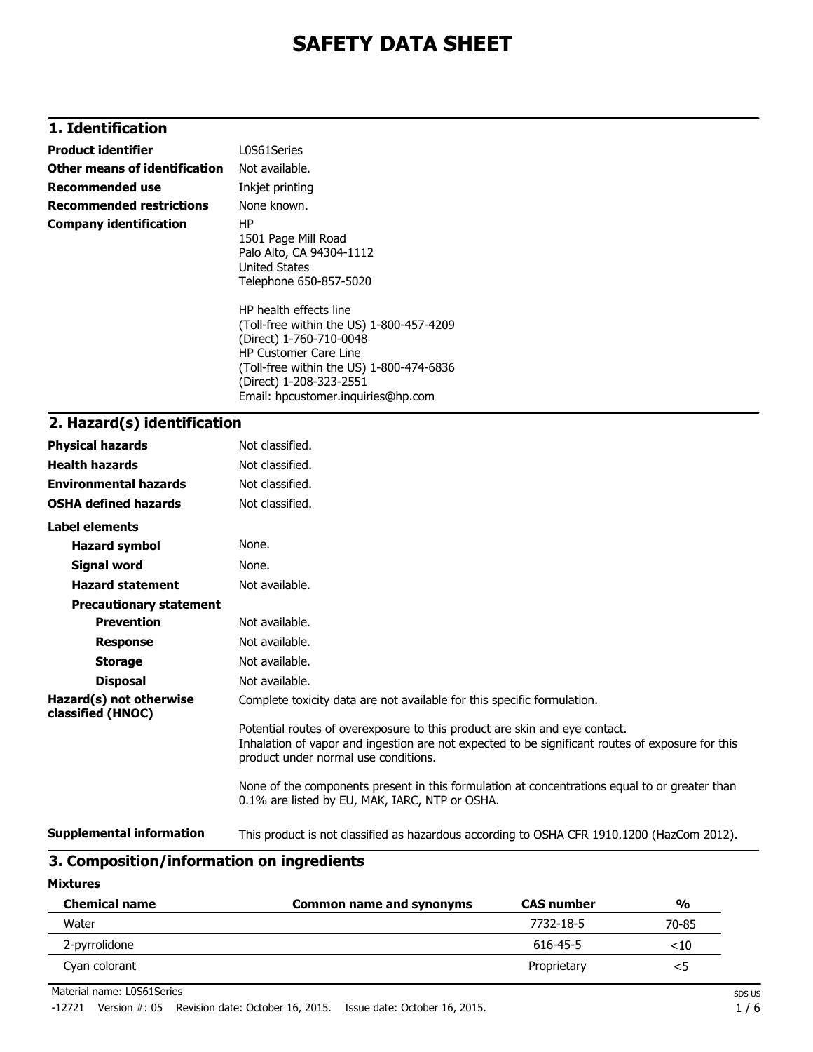# SAFETY DATA SHEET

## 1. Identification

**Product identifier** L0S61Series

**Other means of identification** Not available.

**Recommended use** Inkjet printing

**Recommended restrictions** None known.

**Company identification**
HP
1501 Page Mill Road
Palo Alto, CA 94304-1112
United States
Telephone 650-857-5020

HP health effects line
(Toll-free within the US) 1-800-457-4209
(Direct) 1-760-710-0048
HP Customer Care Line
(Toll-free within the US) 1-800-474-6836
(Direct) 1-208-323-2551
Email: hpcustomer.inquiries@hp.com

## 2. Hazard(s) identification

**Physical hazards** Not classified.

**Health hazards** Not classified.

**Environmental hazards** Not classified.

**OSHA defined hazards** Not classified.

**Label elements**

**Hazard symbol** None.

**Signal word** None.

**Hazard statement** Not available.

**Precautionary statement**

**Prevention** Not available.

**Response** Not available.

**Storage** Not available.

**Disposal** Not available.

**Hazard(s) not otherwise classified (HNOC)**
Complete toxicity data are not available for this specific formulation.

Potential routes of overexposure to this product are skin and eye contact.
Inhalation of vapor and ingestion are not expected to be significant routes of exposure for this product under normal use conditions.

None of the components present in this formulation at concentrations equal to or greater than 0.1% are listed by EU, MAK, IARC, NTP or OSHA.

**Supplemental information** This product is not classified as hazardous according to OSHA CFR 1910.1200 (HazCom 2012).

## 3. Composition/information on ingredients

**Mixtures**

| Chemical name | Common name and synonyms | CAS number | % |
|---|---|---|---|
| Water | | 7732-18-5 | 70-85 |
| 2-pyrrolidone | | 616-45-5 | <10 |
| Cyan colorant | | Proprietary | <5 |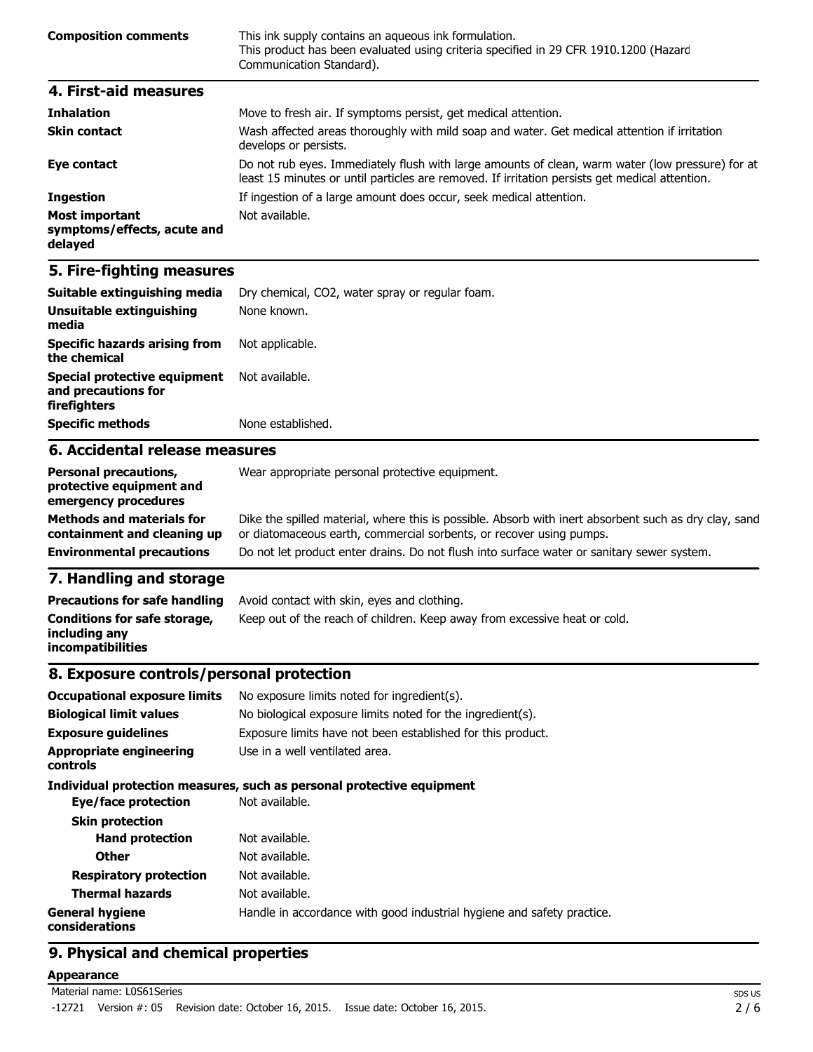| | |
|---|---|
| **Composition comments** | This ink supply contains an aqueous ink formulation. This product has been evaluated using criteria specified in 29 CFR 1910.1200 (Hazard Communication Standard). |

## 4. First-aid measures

| | |
|---|---|
| **Inhalation** | Move to fresh air. If symptoms persist, get medical attention. |
| **Skin contact** | Wash affected areas thoroughly with mild soap and water. Get medical attention if irritation develops or persists. |
| **Eye contact** | Do not rub eyes. Immediately flush with large amounts of clean, warm water (low pressure) for at least 15 minutes or until particles are removed. If irritation persists get medical attention. |
| **Ingestion** | If ingestion of a large amount does occur, seek medical attention. |
| **Most important symptoms/effects, acute and delayed** | Not available. |

## 5. Fire-fighting measures

| | |
|---|---|
| **Suitable extinguishing media** | Dry chemical, $CO_2$, water spray or regular foam. |
| **Unsuitable extinguishing media** | None known. |
| **Specific hazards arising from the chemical** | Not applicable. |
| **Special protective equipment and precautions for firefighters** | Not available. |
| **Specific methods** | None established. |

## 6. Accidental release measures

| | |
|---|---|
| **Personal precautions, protective equipment and emergency procedures** | Wear appropriate personal protective equipment. |
| **Methods and materials for containment and cleaning up** | Dike the spilled material, where this is possible. Absorb with inert absorbent such as dry clay, sand or diatomaceous earth, commercial sorbents, or recover using pumps. |
| **Environmental precautions** | Do not let product enter drains. Do not flush into surface water or sanitary sewer system. |

## 7. Handling and storage

| | |
|---|---|
| **Precautions for safe handling** | Avoid contact with skin, eyes and clothing. |
| **Conditions for safe storage, including any incompatibilities** | Keep out of the reach of children. Keep away from excessive heat or cold. |

## 8. Exposure controls/personal protection

| | |
|---|---|
| **Occupational exposure limits** | No exposure limits noted for ingredient(s). |
| **Biological limit values** | No biological exposure limits noted for the ingredient(s). |
| **Exposure guidelines** | Exposure limits have not been established for this product. |
| **Appropriate engineering controls** | Use in a well ventilated area. |

**Individual protection measures, such as personal protective equipment**

| | |
|---|---|
| **Eye/face protection** | Not available. |
| **Skin protection** | |
| **Hand protection** | Not available. |
| **Other** | Not available. |
| **Respiratory protection** | Not available. |
| **Thermal hazards** | Not available. |
| **General hygiene considerations** | Handle in accordance with good industrial hygiene and safety practice. |

## 9. Physical and chemical properties

**Appearance**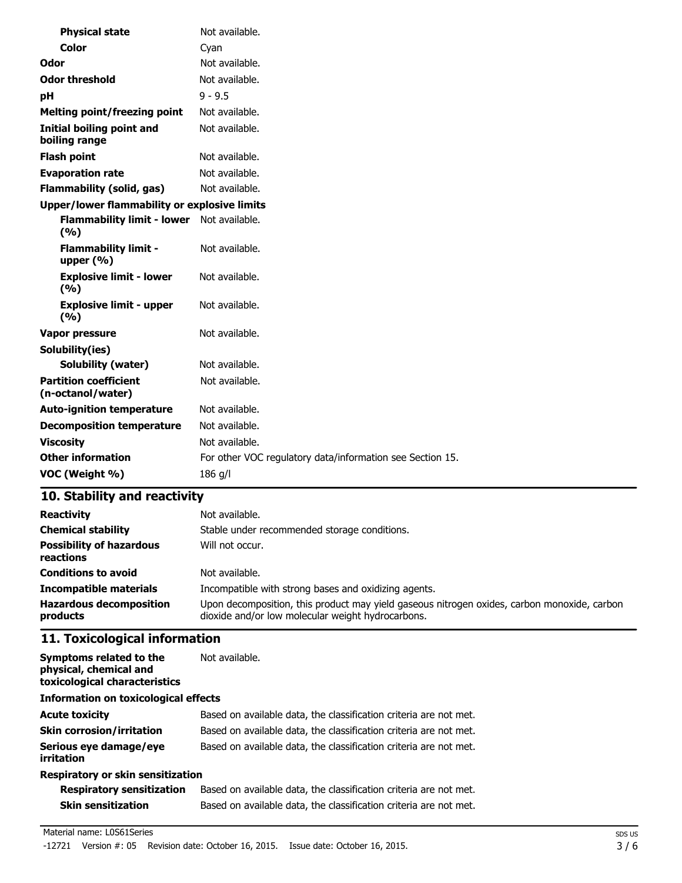| | |
|---|---|
| **Physical state** | Not available. |
| **Color** | Cyan |
| **Odor** | Not available. |
| **Odor threshold** | Not available. |
| **pH** | 9 - 9.5 |
| **Melting point/freezing point** | Not available. |
| **Initial boiling point and boiling range** | Not available. |
| **Flash point** | Not available. |
| **Evaporation rate** | Not available. |
| **Flammability (solid, gas)** | Not available. |
| **Upper/lower flammability or explosive limits** | |
| **Flammability limit - lower (%)** | Not available. |
| **Flammability limit - upper (%)** | Not available. |
| **Explosive limit - lower (%)** | Not available. |
| **Explosive limit - upper (%)** | Not available. |
| **Vapor pressure** | Not available. |
| **Solubility(ies)** | |
| **Solubility (water)** | Not available. |
| **Partition coefficient (n-octanol/water)** | Not available. |
| **Auto-ignition temperature** | Not available. |
| **Decomposition temperature** | Not available. |
| **Viscosity** | Not available. |
| **Other information** | For other VOC regulatory data/information see Section 15. |
| **VOC (Weight %)** | 186 g/l |

## 10. Stability and reactivity

| | |
|---|---|
| **Reactivity** | Not available. |
| **Chemical stability** | Stable under recommended storage conditions. |
| **Possibility of hazardous reactions** | Will not occur. |
| **Conditions to avoid** | Not available. |
| **Incompatible materials** | Incompatible with strong bases and oxidizing agents. |
| **Hazardous decomposition products** | Upon decomposition, this product may yield gaseous nitrogen oxides, carbon monoxide, carbon dioxide and/or low molecular weight hydrocarbons. |

## 11. Toxicological information

| | |
|---|---|
| **Symptoms related to the physical, chemical and toxicological characteristics** | Not available. |
| **Information on toxicological effects** | |
| **Acute toxicity** | Based on available data, the classification criteria are not met. |
| **Skin corrosion/irritation** | Based on available data, the classification criteria are not met. |
| **Serious eye damage/eye irritation** | Based on available data, the classification criteria are not met. |
| **Respiratory or skin sensitization** | |
| **Respiratory sensitization** | Based on available data, the classification criteria are not met. |
| **Skin sensitization** | Based on available data, the classification criteria are not met. |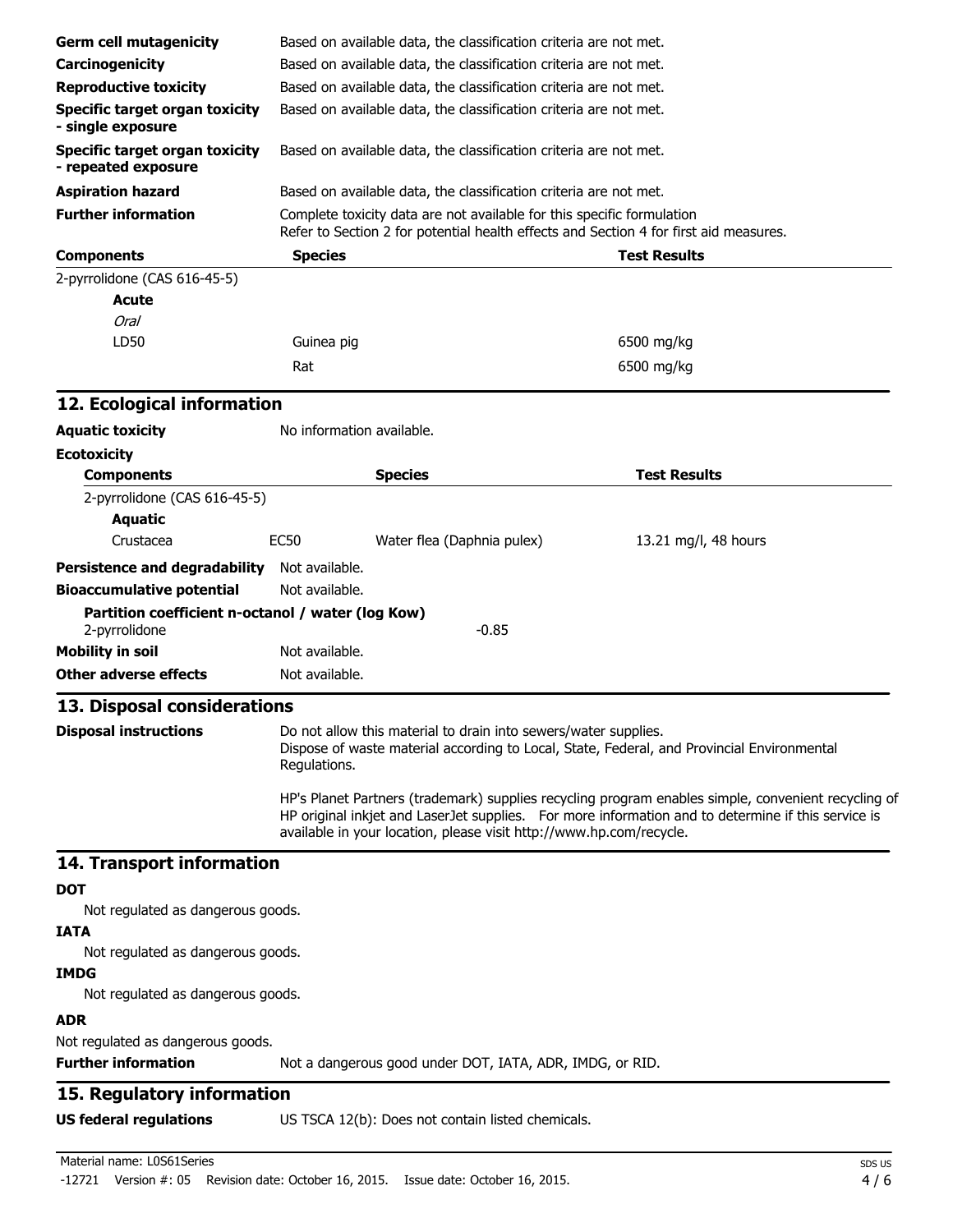| | |
|---|---|
| **Germ cell mutagenicity** | Based on available data, the classification criteria are not met. |
| **Carcinogenicity** | Based on available data, the classification criteria are not met. |
| **Reproductive toxicity** | Based on available data, the classification criteria are not met. |
| **Specific target organ toxicity - single exposure** | Based on available data, the classification criteria are not met. |
| **Specific target organ toxicity - repeated exposure** | Based on available data, the classification criteria are not met. |
| **Aspiration hazard** | Based on available data, the classification criteria are not met. |
| **Further information** | Complete toxicity data are not available for this specific formulation<br>Refer to Section 2 for potential health effects and Section 4 for first aid measures. |

| Components | Species | Test Results |
|---|---|---|
| 2-pyrrolidone (CAS 616-45-5) | | |
| **Acute** | | |
| *Oral* | | |
| LD50 | Guinea pig | 6500 mg/kg |
| | Rat | 6500 mg/kg |

## 12. Ecological information

**Aquatic toxicity** No information available.

**Ecotoxicity**

| Components | | Species | Test Results |
|---|---|---|---|
| 2-pyrrolidone (CAS 616-45-5) | | | |
| **Aquatic** | | | |
| Crustacea | EC50 | Water flea (Daphnia pulex) | 13.21 mg/l, 48 hours |

**Persistence and degradability** Not available.

**Bioaccumulative potential** Not available.

**Partition coefficient n-octanol / water (log Kow)**
2-pyrrolidone -0.85

**Mobility in soil** Not available.

**Other adverse effects** Not available.

## 13. Disposal considerations

**Disposal instructions** Do not allow this material to drain into sewers/water supplies.
Dispose of waste material according to Local, State, Federal, and Provincial Environmental Regulations.

HP's Planet Partners (trademark) supplies recycling program enables simple, convenient recycling of HP original inkjet and LaserJet supplies. For more information and to determine if this service is available in your location, please visit http://www.hp.com/recycle.

## 14. Transport information

**DOT**

Not regulated as dangerous goods.

**IATA**

Not regulated as dangerous goods.

**IMDG**

Not regulated as dangerous goods.

**ADR**

Not regulated as dangerous goods.

**Further information** Not a dangerous good under DOT, IATA, ADR, IMDG, or RID.

## 15. Regulatory information

**US federal regulations** US TSCA 12(b): Does not contain listed chemicals.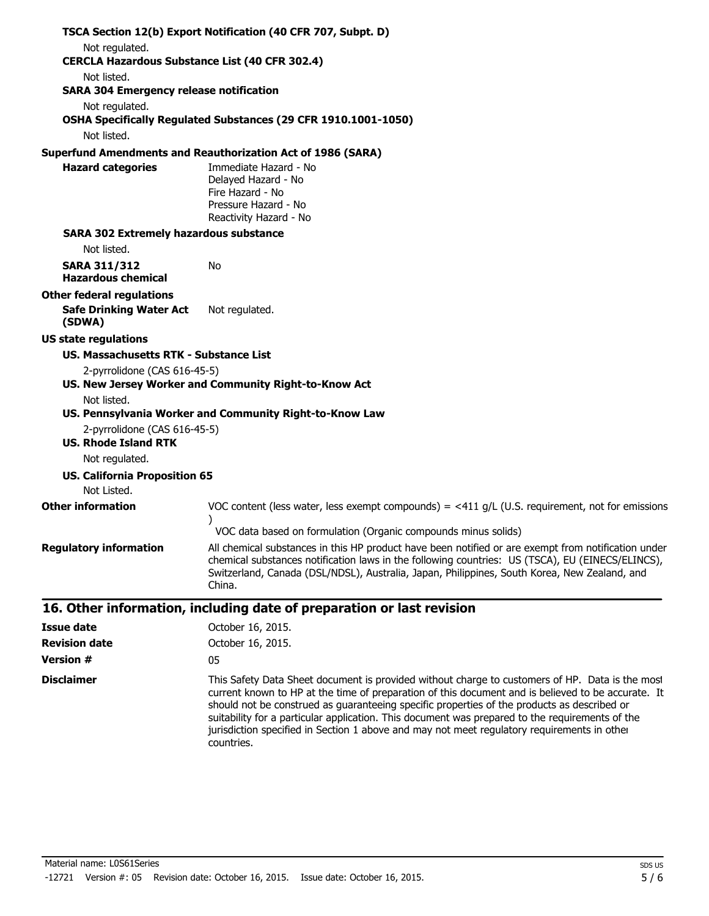**TSCA Section 12(b) Export Notification (40 CFR 707, Subpt. D)**

Not regulated.

**CERCLA Hazardous Substance List (40 CFR 302.4)**

Not listed.

**SARA 304 Emergency release notification**

Not regulated.

**OSHA Specifically Regulated Substances (29 CFR 1910.1001-1050)**

Not listed.

**Superfund Amendments and Reauthorization Act of 1986 (SARA)**

**Hazard categories**
Immediate Hazard - No
Delayed Hazard - No
Fire Hazard - No
Pressure Hazard - No
Reactivity Hazard - No

**SARA 302 Extremely hazardous substance**

Not listed.

**SARA 311/312 Hazardous chemical** No

**Other federal regulations**

**Safe Drinking Water Act (SDWA)** Not regulated.

**US state regulations**

**US. Massachusetts RTK - Substance List**

2-pyrrolidone (CAS 616-45-5)

**US. New Jersey Worker and Community Right-to-Know Act**

Not listed.

**US. Pennsylvania Worker and Community Right-to-Know Law**

2-pyrrolidone (CAS 616-45-5)

**US. Rhode Island RTK**

Not regulated.

**US. California Proposition 65**

Not Listed.

**Other information**
VOC content (less water, less exempt compounds) = <411 g/L (U.S. requirement, not for emissions )
VOC data based on formulation (Organic compounds minus solids)

**Regulatory information**
All chemical substances in this HP product have been notified or are exempt from notification under chemical substances notification laws in the following countries: US (TSCA), EU (EINECS/ELINCS), Switzerland, Canada (DSL/NDSL), Australia, Japan, Philippines, South Korea, New Zealand, and China.

## 16. Other information, including date of preparation or last revision

**Issue date** October 16, 2015.

**Revision date** October 16, 2015.

**Version #** 05

**Disclaimer**
This Safety Data Sheet document is provided without charge to customers of HP. Data is the most current known to HP at the time of preparation of this document and is believed to be accurate. It should not be construed as guaranteeing specific properties of the products as described or suitability for a particular application. This document was prepared to the requirements of the jurisdiction specified in Section 1 above and may not meet regulatory requirements in other countries.

Material name: L0S61Series
-12721 Version #: 05 Revision date: October 16, 2015. Issue date: October 16, 2015.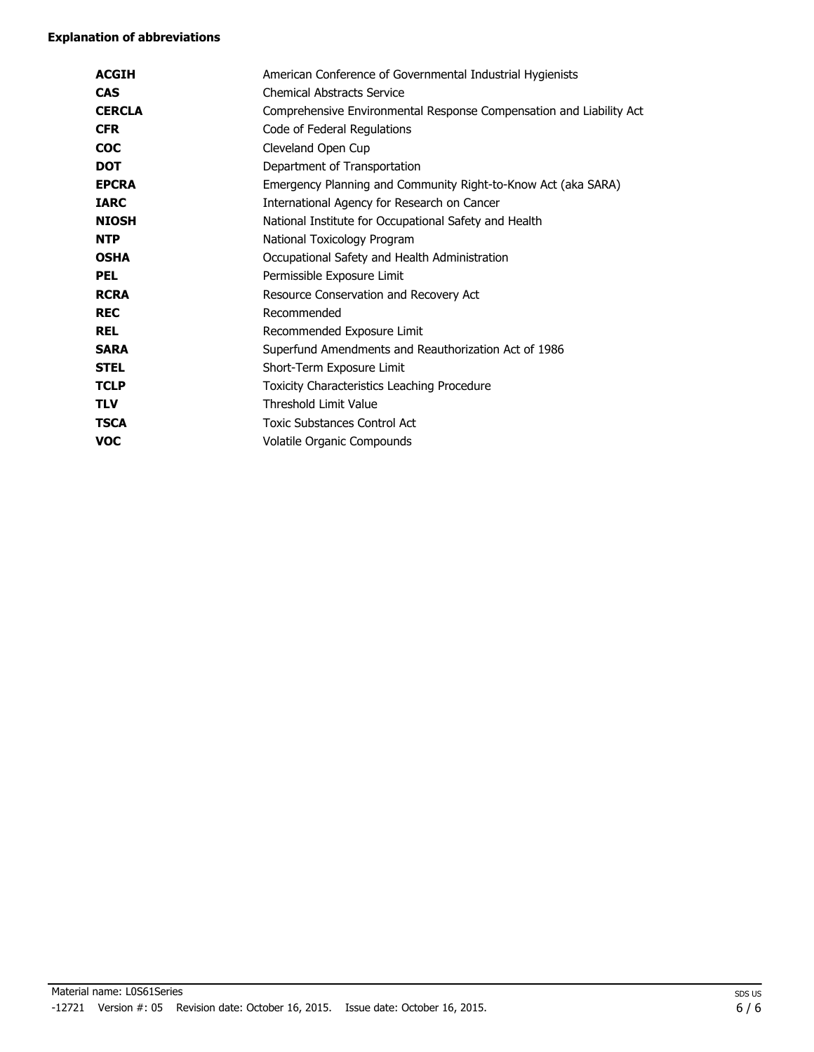**Explanation of abbreviations**

| | |
|---|---|
| **ACGIH** | American Conference of Governmental Industrial Hygienists |
| **CAS** | Chemical Abstracts Service |
| **CERCLA** | Comprehensive Environmental Response Compensation and Liability Act |
| **CFR** | Code of Federal Regulations |
| **COC** | Cleveland Open Cup |
| **DOT** | Department of Transportation |
| **EPCRA** | Emergency Planning and Community Right-to-Know Act (aka SARA) |
| **IARC** | International Agency for Research on Cancer |
| **NIOSH** | National Institute for Occupational Safety and Health |
| **NTP** | National Toxicology Program |
| **OSHA** | Occupational Safety and Health Administration |
| **PEL** | Permissible Exposure Limit |
| **RCRA** | Resource Conservation and Recovery Act |
| **REC** | Recommended |
| **REL** | Recommended Exposure Limit |
| **SARA** | Superfund Amendments and Reauthorization Act of 1986 |
| **STEL** | Short-Term Exposure Limit |
| **TCLP** | Toxicity Characteristics Leaching Procedure |
| **TLV** | Threshold Limit Value |
| **TSCA** | Toxic Substances Control Act |
| **VOC** | Volatile Organic Compounds |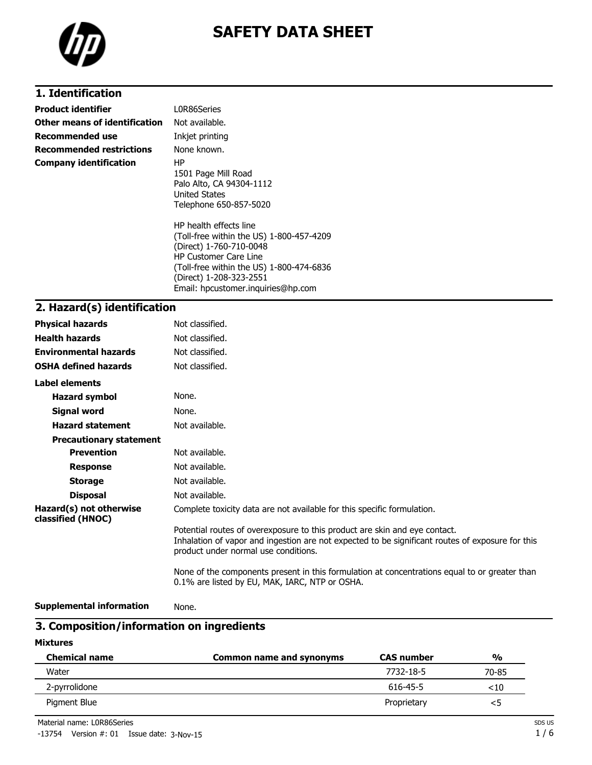# SAFETY DATA SHEET

## 1. Identification

| | |
|---|---|
| **Product identifier** | L0R86Series |
| **Other means of identification** | Not available. |
| **Recommended use** | Inkjet printing |
| **Recommended restrictions** | None known. |
| **Company identification** | HP<br>1501 Page Mill Road<br>Palo Alto, CA 94304-1112<br>United States<br>Telephone 650-857-5020<br><br>HP health effects line<br>(Toll-free within the US) 1-800-457-4209<br>(Direct) 1-760-710-0048<br>HP Customer Care Line<br>(Toll-free within the US) 1-800-474-6836<br>(Direct) 1-208-323-2551<br>Email: hpcustomer.inquiries@hp.com |

## 2. Hazard(s) identification

| | |
|---|---|
| **Physical hazards** | Not classified. |
| **Health hazards** | Not classified. |
| **Environmental hazards** | Not classified. |
| **OSHA defined hazards** | Not classified. |

**Label elements**

| | |
|---|---|
| **Hazard symbol** | None. |
| **Signal word** | None. |
| **Hazard statement** | Not available. |

**Precautionary statement**

| | |
|---|---|
| **Prevention** | Not available. |
| **Response** | Not available. |
| **Storage** | Not available. |
| **Disposal** | Not available. |

**Hazard(s) not otherwise classified (HNOC)**

Complete toxicity data are not available for this specific formulation.

Potential routes of overexposure to this product are skin and eye contact.
Inhalation of vapor and ingestion are not expected to be significant routes of exposure for this product under normal use conditions.

None of the components present in this formulation at concentrations equal to or greater than 0.1% are listed by EU, MAK, IARC, NTP or OSHA.

**Supplemental information** None.

## 3. Composition/information on ingredients

**Mixtures**

| Chemical name | Common name and synonyms | CAS number | % |
|---|---|---|---|
| Water | | 7732-18-5 | 70-85 |
| 2-pyrrolidone | | 616-45-5 | <10 |
| Pigment Blue | | Proprietary | <5 |

Material name: L0R86Series

-13754 Version #: 01 Issue date: 3-Nov-15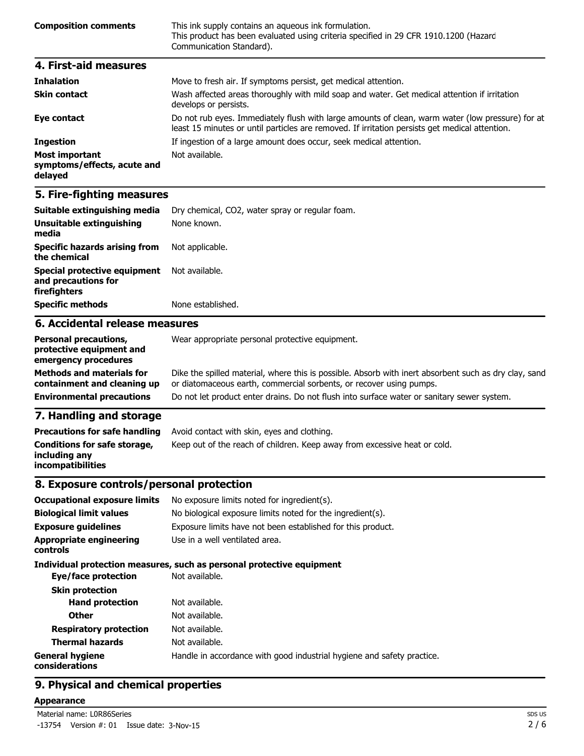| | |
|---|---|
| **Composition comments** | This ink supply contains an aqueous ink formulation. This product has been evaluated using criteria specified in 29 CFR 1910.1200 (Hazard Communication Standard). |

## 4. First-aid measures

| | |
|---|---|
| **Inhalation** | Move to fresh air. If symptoms persist, get medical attention. |
| **Skin contact** | Wash affected areas thoroughly with mild soap and water. Get medical attention if irritation develops or persists. |
| **Eye contact** | Do not rub eyes. Immediately flush with large amounts of clean, warm water (low pressure) for at least 15 minutes or until particles are removed. If irritation persists get medical attention. |
| **Ingestion** | If ingestion of a large amount does occur, seek medical attention. |
| **Most important symptoms/effects, acute and delayed** | Not available. |

## 5. Fire-fighting measures

| | |
|---|---|
| **Suitable extinguishing media** | Dry chemical, $CO_2$, water spray or regular foam. |
| **Unsuitable extinguishing media** | None known. |
| **Specific hazards arising from the chemical** | Not applicable. |
| **Special protective equipment and precautions for firefighters** | Not available. |
| **Specific methods** | None established. |

## 6. Accidental release measures

| | |
|---|---|
| **Personal precautions, protective equipment and emergency procedures** | Wear appropriate personal protective equipment. |
| **Methods and materials for containment and cleaning up** | Dike the spilled material, where this is possible. Absorb with inert absorbent such as dry clay, sand or diatomaceous earth, commercial sorbents, or recover using pumps. |
| **Environmental precautions** | Do not let product enter drains. Do not flush into surface water or sanitary sewer system. |

## 7. Handling and storage

| | |
|---|---|
| **Precautions for safe handling** | Avoid contact with skin, eyes and clothing. |
| **Conditions for safe storage, including any incompatibilities** | Keep out of the reach of children. Keep away from excessive heat or cold. |

## 8. Exposure controls/personal protection

| | |
|---|---|
| **Occupational exposure limits** | No exposure limits noted for ingredient(s). |
| **Biological limit values** | No biological exposure limits noted for the ingredient(s). |
| **Exposure guidelines** | Exposure limits have not been established for this product. |
| **Appropriate engineering controls** | Use in a well ventilated area. |

**Individual protection measures, such as personal protective equipment**

| | |
|---|---|
| **Eye/face protection** | Not available. |
| **Skin protection** | |
| **Hand protection** | Not available. |
| **Other** | Not available. |
| **Respiratory protection** | Not available. |
| **Thermal hazards** | Not available. |
| **General hygiene considerations** | Handle in accordance with good industrial hygiene and safety practice. |

## 9. Physical and chemical properties

**Appearance**

Material name: L0R86Series

-13754 Version #: 01 Issue date: 3-Nov-15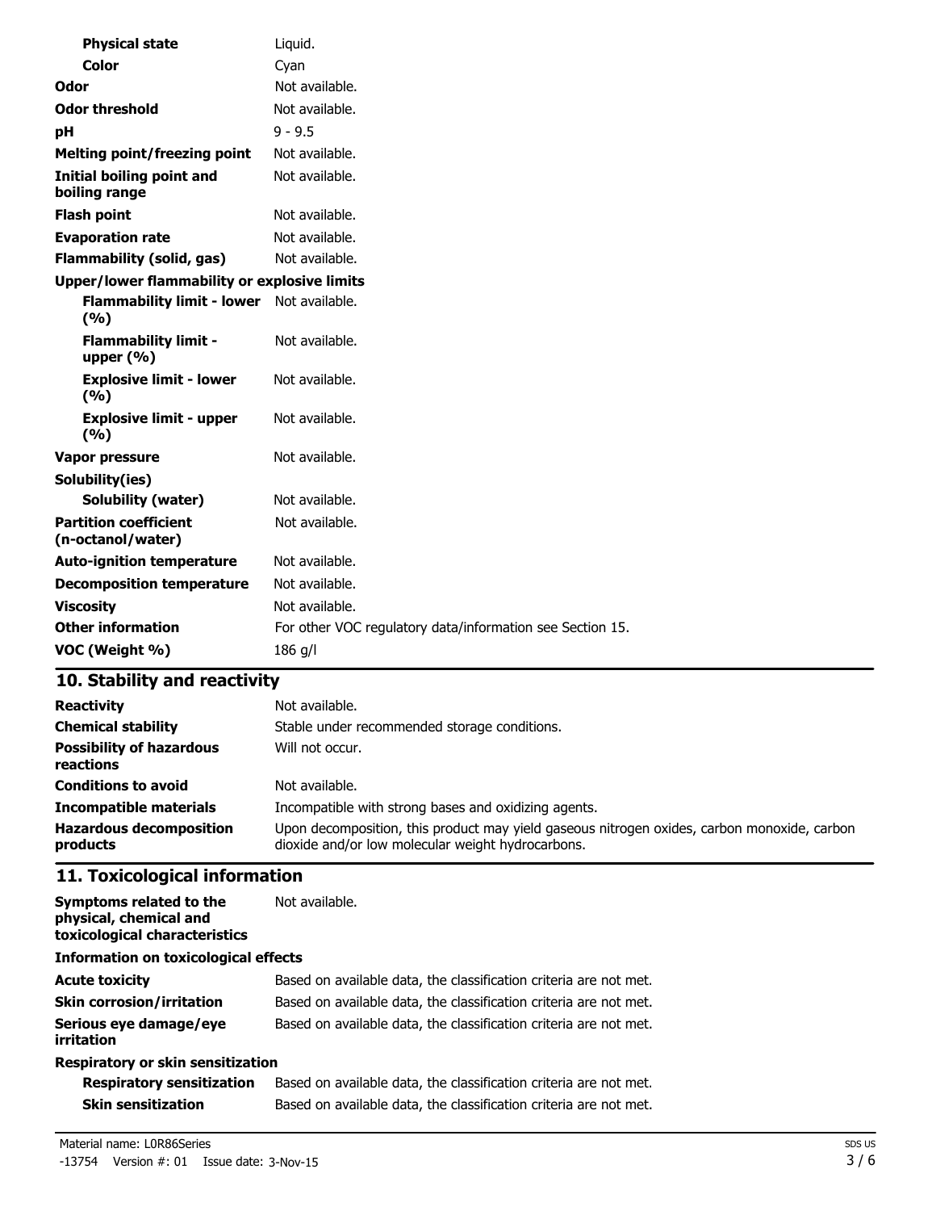| | |
|---|---|
| **Physical state** | Liquid. |
| **Color** | Cyan |
| **Odor** | Not available. |
| **Odor threshold** | Not available. |
| **pH** | 9 - 9.5 |
| **Melting point/freezing point** | Not available. |
| **Initial boiling point and boiling range** | Not available. |
| **Flash point** | Not available. |
| **Evaporation rate** | Not available. |
| **Flammability (solid, gas)** | Not available. |
| **Upper/lower flammability or explosive limits** | |
| **Flammability limit - lower (%)** | Not available. |
| **Flammability limit - upper (%)** | Not available. |
| **Explosive limit - lower (%)** | Not available. |
| **Explosive limit - upper (%)** | Not available. |
| **Vapor pressure** | Not available. |
| **Solubility(ies)** | |
| **Solubility (water)** | Not available. |
| **Partition coefficient (n-octanol/water)** | Not available. |
| **Auto-ignition temperature** | Not available. |
| **Decomposition temperature** | Not available. |
| **Viscosity** | Not available. |
| **Other information** | For other VOC regulatory data/information see Section 15. |
| **VOC (Weight %)** | 186 g/l |

## 10. Stability and reactivity

| | |
|---|---|
| **Reactivity** | Not available. |
| **Chemical stability** | Stable under recommended storage conditions. |
| **Possibility of hazardous reactions** | Will not occur. |
| **Conditions to avoid** | Not available. |
| **Incompatible materials** | Incompatible with strong bases and oxidizing agents. |
| **Hazardous decomposition products** | Upon decomposition, this product may yield gaseous nitrogen oxides, carbon monoxide, carbon dioxide and/or low molecular weight hydrocarbons. |

## 11. Toxicological information

| | |
|---|---|
| **Symptoms related to the physical, chemical and toxicological characteristics** | Not available. |
| **Information on toxicological effects** | |
| **Acute toxicity** | Based on available data, the classification criteria are not met. |
| **Skin corrosion/irritation** | Based on available data, the classification criteria are not met. |
| **Serious eye damage/eye irritation** | Based on available data, the classification criteria are not met. |
| **Respiratory or skin sensitization** | |
| **Respiratory sensitization** | Based on available data, the classification criteria are not met. |
| **Skin sensitization** | Based on available data, the classification criteria are not met. |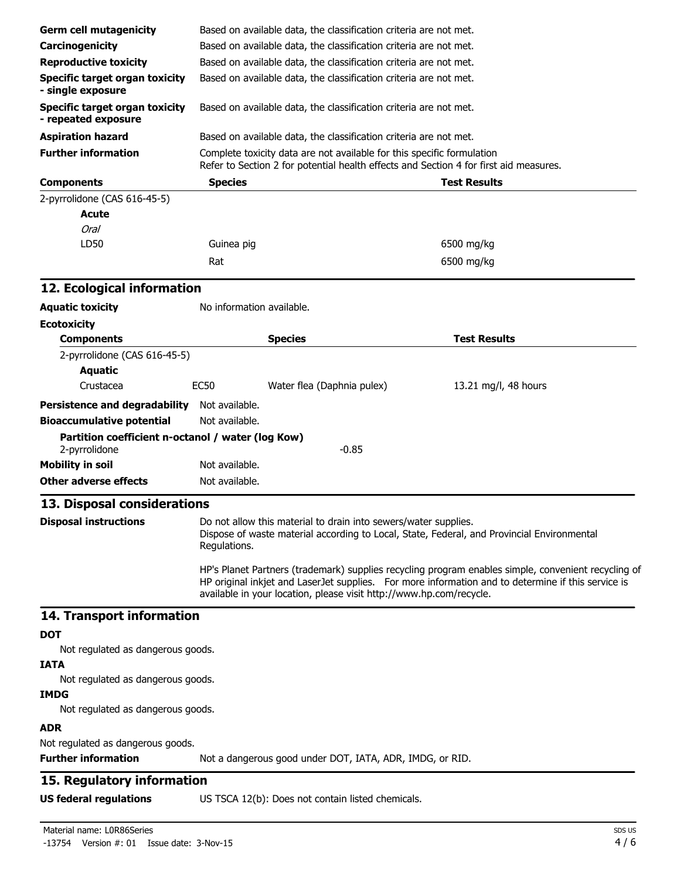| | |
|---|---|
| **Germ cell mutagenicity** | Based on available data, the classification criteria are not met. |
| **Carcinogenicity** | Based on available data, the classification criteria are not met. |
| **Reproductive toxicity** | Based on available data, the classification criteria are not met. |
| **Specific target organ toxicity - single exposure** | Based on available data, the classification criteria are not met. |
| **Specific target organ toxicity - repeated exposure** | Based on available data, the classification criteria are not met. |
| **Aspiration hazard** | Based on available data, the classification criteria are not met. |
| **Further information** | Complete toxicity data are not available for this specific formulation<br>Refer to Section 2 for potential health effects and Section 4 for first aid measures. |

| Components | Species | Test Results |
|---|---|---|
| 2-pyrrolidone (CAS 616-45-5) | | |
| **Acute** | | |
| *Oral* | | |
| LD50 | Guinea pig | 6500 mg/kg |
| | Rat | 6500 mg/kg |

## 12. Ecological information

**Aquatic toxicity** No information available.

**Ecotoxicity**

| Components | | Species | Test Results |
|---|---|---|---|
| 2-pyrrolidone (CAS 616-45-5) | | | |
| **Aquatic** | | | |
| Crustacea | EC50 | Water flea (Daphnia pulex) | 13.21 mg/l, 48 hours |

**Persistence and degradability** Not available.

**Bioaccumulative potential** Not available.

**Partition coefficient n-octanol / water (log Kow)**

2-pyrrolidone -0.85

**Mobility in soil** Not available.

**Other adverse effects** Not available.

## 13. Disposal considerations

**Disposal instructions** Do not allow this material to drain into sewers/water supplies.
Dispose of waste material according to Local, State, Federal, and Provincial Environmental Regulations.

HP's Planet Partners (trademark) supplies recycling program enables simple, convenient recycling of HP original inkjet and LaserJet supplies. For more information and to determine if this service is available in your location, please visit http://www.hp.com/recycle.

## 14. Transport information

**DOT**

Not regulated as dangerous goods.

**IATA**

Not regulated as dangerous goods.

**IMDG**

Not regulated as dangerous goods.

**ADR**

Not regulated as dangerous goods.

**Further information** Not a dangerous good under DOT, IATA, ADR, IMDG, or RID.

## 15. Regulatory information

**US federal regulations** US TSCA 12(b): Does not contain listed chemicals.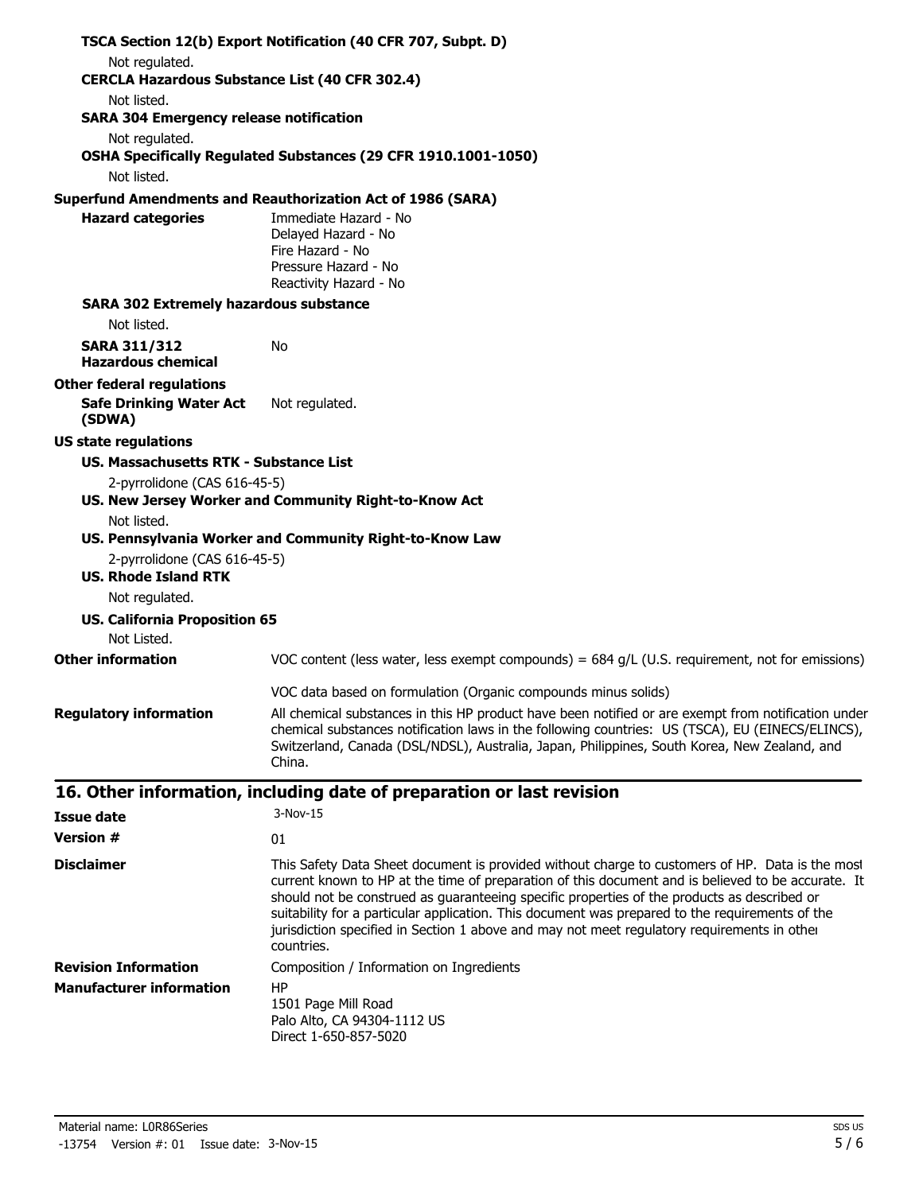**TSCA Section 12(b) Export Notification (40 CFR 707, Subpt. D)**

Not regulated.

**CERCLA Hazardous Substance List (40 CFR 302.4)**

Not listed.

**SARA 304 Emergency release notification**

Not regulated.

**OSHA Specifically Regulated Substances (29 CFR 1910.1001-1050)**

Not listed.

**Superfund Amendments and Reauthorization Act of 1986 (SARA)**

**Hazard categories**
Immediate Hazard - No
Delayed Hazard - No
Fire Hazard - No
Pressure Hazard - No
Reactivity Hazard - No

**SARA 302 Extremely hazardous substance**

Not listed.

**SARA 311/312 Hazardous chemical** No

**Other federal regulations**

**Safe Drinking Water Act (SDWA)** Not regulated.

**US state regulations**

**US. Massachusetts RTK - Substance List**

2-pyrrolidone (CAS 616-45-5)

**US. New Jersey Worker and Community Right-to-Know Act**

Not listed.

**US. Pennsylvania Worker and Community Right-to-Know Law**

2-pyrrolidone (CAS 616-45-5)

**US. Rhode Island RTK**

Not regulated.

**US. California Proposition 65**

Not Listed.

**Other information**
VOC content (less water, less exempt compounds) = 684 g/L (U.S. requirement, not for emissions)

VOC data based on formulation (Organic compounds minus solids)

**Regulatory information**
All chemical substances in this HP product have been notified or are exempt from notification under chemical substances notification laws in the following countries: US (TSCA), EU (EINECS/ELINCS), Switzerland, Canada (DSL/NDSL), Australia, Japan, Philippines, South Korea, New Zealand, and China.

## 16. Other information, including date of preparation or last revision

**Issue date** 3-Nov-15

**Version #** 01

**Disclaimer**
This Safety Data Sheet document is provided without charge to customers of HP. Data is the most current known to HP at the time of preparation of this document and is believed to be accurate. It should not be construed as guaranteeing specific properties of the products as described or suitability for a particular application. This document was prepared to the requirements of the jurisdiction specified in Section 1 above and may not meet regulatory requirements in other countries.

**Revision Information** Composition / Information on Ingredients

**Manufacturer information**
HP
1501 Page Mill Road
Palo Alto, CA 94304-1112 US
Direct 1-650-857-5020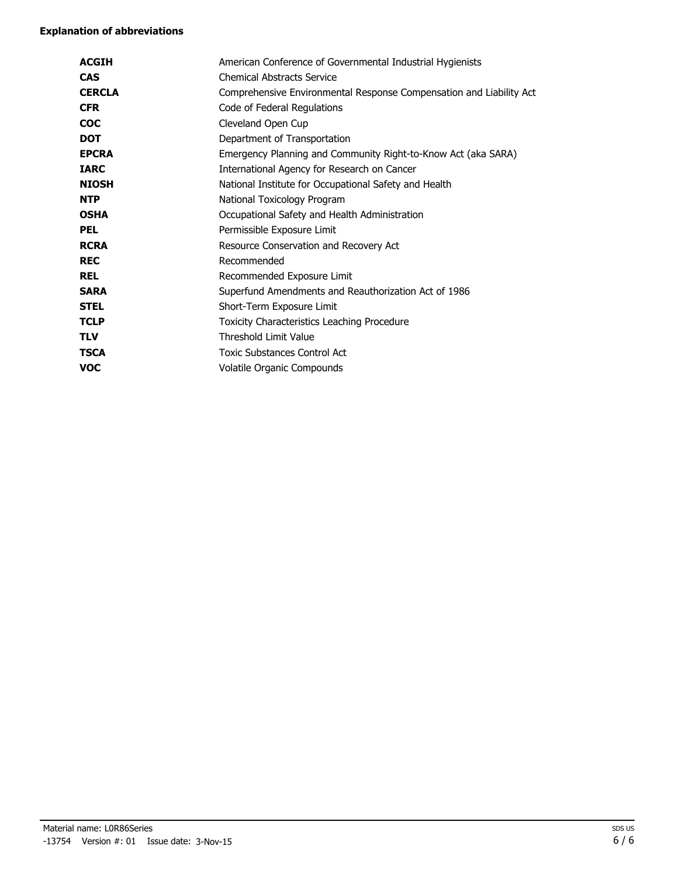**Explanation of abbreviations**

| | |
|---|---|
| **ACGIH** | American Conference of Governmental Industrial Hygienists |
| **CAS** | Chemical Abstracts Service |
| **CERCLA** | Comprehensive Environmental Response Compensation and Liability Act |
| **CFR** | Code of Federal Regulations |
| **COC** | Cleveland Open Cup |
| **DOT** | Department of Transportation |
| **EPCRA** | Emergency Planning and Community Right-to-Know Act (aka SARA) |
| **IARC** | International Agency for Research on Cancer |
| **NIOSH** | National Institute for Occupational Safety and Health |
| **NTP** | National Toxicology Program |
| **OSHA** | Occupational Safety and Health Administration |
| **PEL** | Permissible Exposure Limit |
| **RCRA** | Resource Conservation and Recovery Act |
| **REC** | Recommended |
| **REL** | Recommended Exposure Limit |
| **SARA** | Superfund Amendments and Reauthorization Act of 1986 |
| **STEL** | Short-Term Exposure Limit |
| **TCLP** | Toxicity Characteristics Leaching Procedure |
| **TLV** | Threshold Limit Value |
| **TSCA** | Toxic Substances Control Act |
| **VOC** | Volatile Organic Compounds |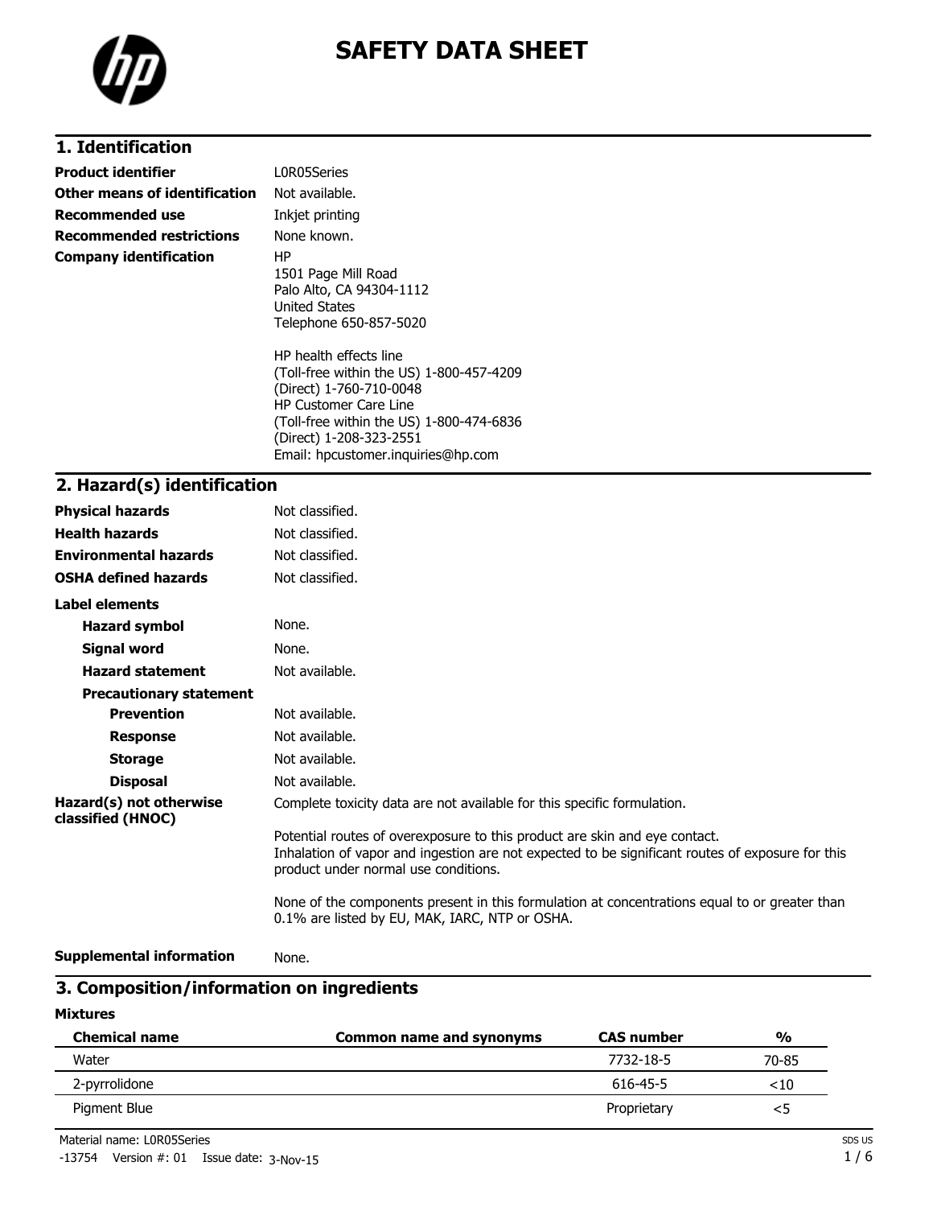# SAFETY DATA SHEET

## 1. Identification

| | |
|---|---|
| **Product identifier** | L0R05Series |
| **Other means of identification** | Not available. |
| **Recommended use** | Inkjet printing |
| **Recommended restrictions** | None known. |
| **Company identification** | HP<br>1501 Page Mill Road<br>Palo Alto, CA 94304-1112<br>United States<br>Telephone 650-857-5020<br><br>HP health effects line<br>(Toll-free within the US) 1-800-457-4209<br>(Direct) 1-760-710-0048<br>HP Customer Care Line<br>(Toll-free within the US) 1-800-474-6836<br>(Direct) 1-208-323-2551<br>Email: hpcustomer.inquiries@hp.com |

## 2. Hazard(s) identification

| | |
|---|---|
| **Physical hazards** | Not classified. |
| **Health hazards** | Not classified. |
| **Environmental hazards** | Not classified. |
| **OSHA defined hazards** | Not classified. |

**Label elements**

| | |
|---|---|
| **Hazard symbol** | None. |
| **Signal word** | None. |
| **Hazard statement** | Not available. |

**Precautionary statement**

| | |
|---|---|
| **Prevention** | Not available. |
| **Response** | Not available. |
| **Storage** | Not available. |
| **Disposal** | Not available. |

**Hazard(s) not otherwise classified (HNOC)**

Complete toxicity data are not available for this specific formulation.

Potential routes of overexposure to this product are skin and eye contact.
Inhalation of vapor and ingestion are not expected to be significant routes of exposure for this product under normal use conditions.

None of the components present in this formulation at concentrations equal to or greater than 0.1% are listed by EU, MAK, IARC, NTP or OSHA.

**Supplemental information** None.

## 3. Composition/information on ingredients

**Mixtures**

| Chemical name | Common name and synonyms | CAS number | % |
|---|---|---|---|
| Water | | 7732-18-5 | 70-85 |
| 2-pyrrolidone | | 616-45-5 | <10 |
| Pigment Blue | | Proprietary | <5 |

Material name: L0R05Series

-13754 Version #: 01 Issue date: 3-Nov-15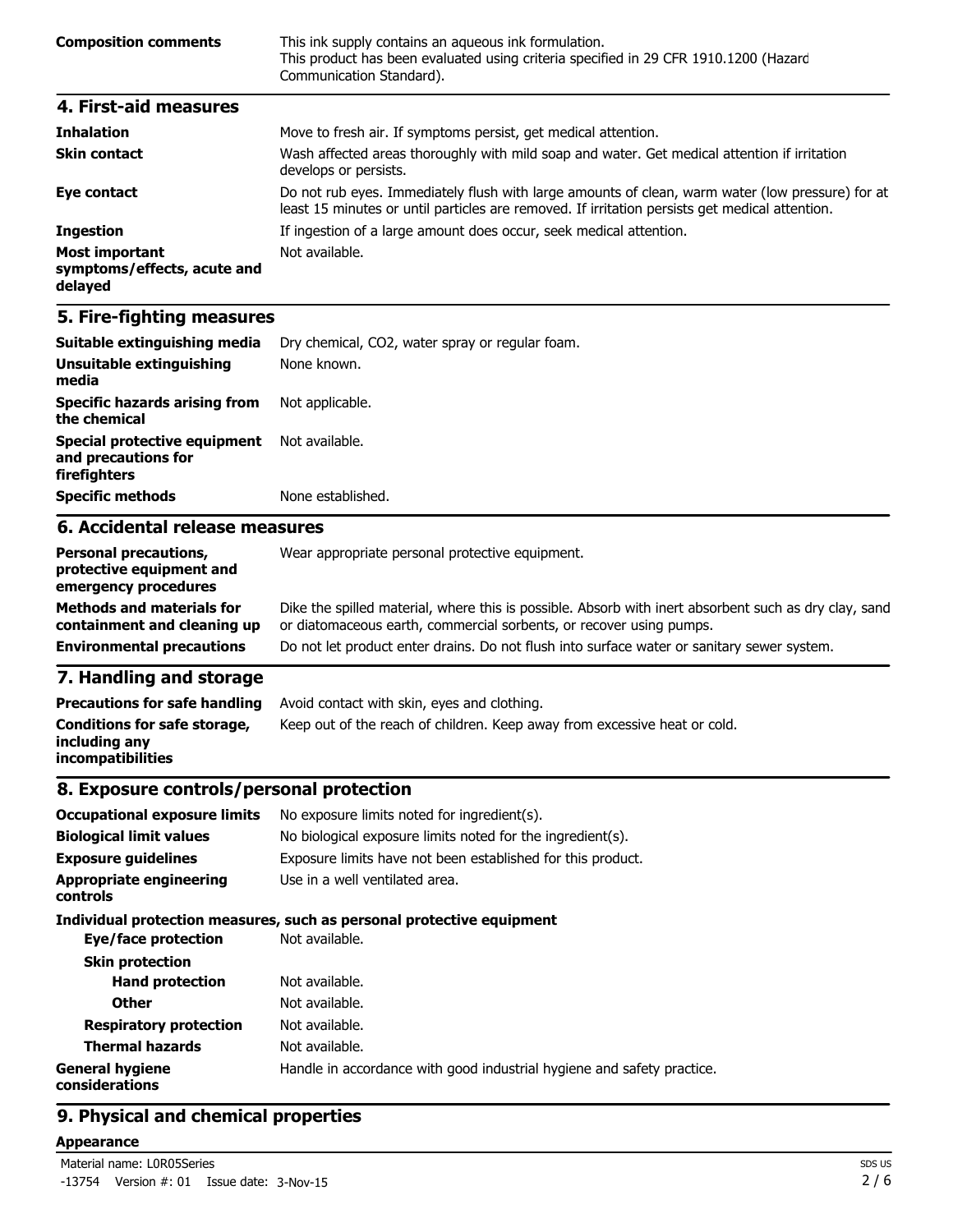**Composition comments** This ink supply contains an aqueous ink formulation. This product has been evaluated using criteria specified in 29 CFR 1910.1200 (Hazard Communication Standard).

## 4. First-aid measures

| | |
|---|---|
| **Inhalation** | Move to fresh air. If symptoms persist, get medical attention. |
| **Skin contact** | Wash affected areas thoroughly with mild soap and water. Get medical attention if irritation develops or persists. |
| **Eye contact** | Do not rub eyes. Immediately flush with large amounts of clean, warm water (low pressure) for at least 15 minutes or until particles are removed. If irritation persists get medical attention. |
| **Ingestion** | If ingestion of a large amount does occur, seek medical attention. |
| **Most important symptoms/effects, acute and delayed** | Not available. |

## 5. Fire-fighting measures

| | |
|---|---|
| **Suitable extinguishing media** | Dry chemical, $CO_2$, water spray or regular foam. |
| **Unsuitable extinguishing media** | None known. |
| **Specific hazards arising from the chemical** | Not applicable. |
| **Special protective equipment and precautions for firefighters** | Not available. |
| **Specific methods** | None established. |

## 6. Accidental release measures

| | |
|---|---|
| **Personal precautions, protective equipment and emergency procedures** | Wear appropriate personal protective equipment. |
| **Methods and materials for containment and cleaning up** | Dike the spilled material, where this is possible. Absorb with inert absorbent such as dry clay, sand or diatomaceous earth, commercial sorbents, or recover using pumps. |
| **Environmental precautions** | Do not let product enter drains. Do not flush into surface water or sanitary sewer system. |

## 7. Handling and storage

| | |
|---|---|
| **Precautions for safe handling** | Avoid contact with skin, eyes and clothing. |
| **Conditions for safe storage, including any incompatibilities** | Keep out of the reach of children. Keep away from excessive heat or cold. |

## 8. Exposure controls/personal protection

| | |
|---|---|
| **Occupational exposure limits** | No exposure limits noted for ingredient(s). |
| **Biological limit values** | No biological exposure limits noted for the ingredient(s). |
| **Exposure guidelines** | Exposure limits have not been established for this product. |
| **Appropriate engineering controls** | Use in a well ventilated area. |

**Individual protection measures, such as personal protective equipment**

| | |
|---|---|
| **Eye/face protection** | Not available. |
| **Skin protection** | |
| **Hand protection** | Not available. |
| **Other** | Not available. |
| **Respiratory protection** | Not available. |
| **Thermal hazards** | Not available. |
| **General hygiene considerations** | Handle in accordance with good industrial hygiene and safety practice. |

## 9. Physical and chemical properties

**Appearance**

Material name: L0R05Series

-13754 Version #: 01 Issue date: 3-Nov-15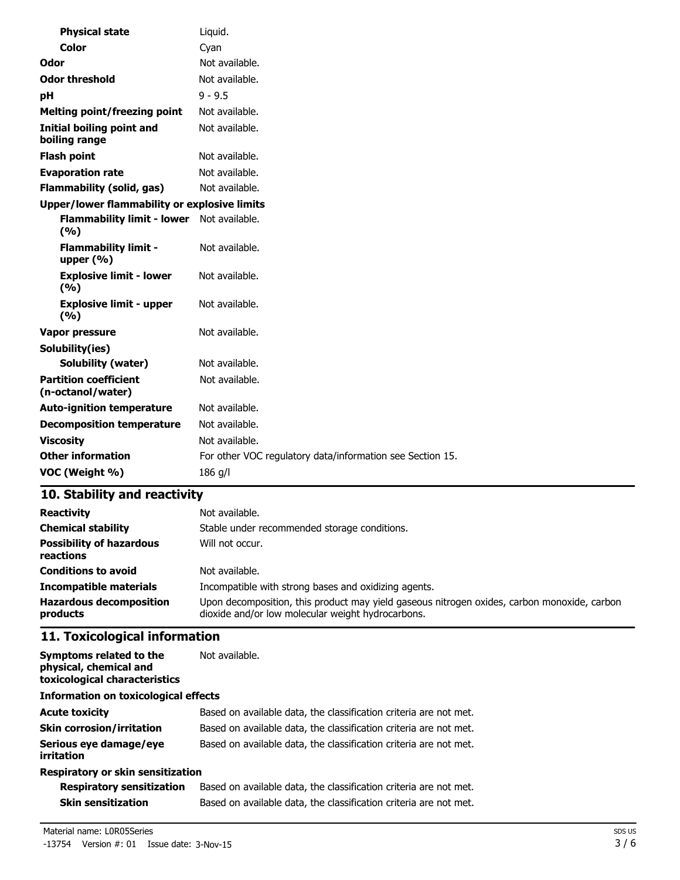| | |
|---|---|
| **Physical state** | Liquid. |
| **Color** | Cyan |
| **Odor** | Not available. |
| **Odor threshold** | Not available. |
| **pH** | 9 - 9.5 |
| **Melting point/freezing point** | Not available. |
| **Initial boiling point and boiling range** | Not available. |
| **Flash point** | Not available. |
| **Evaporation rate** | Not available. |
| **Flammability (solid, gas)** | Not available. |
| **Upper/lower flammability or explosive limits** | |
| **Flammability limit - lower (%)** | Not available. |
| **Flammability limit - upper (%)** | Not available. |
| **Explosive limit - lower (%)** | Not available. |
| **Explosive limit - upper (%)** | Not available. |
| **Vapor pressure** | Not available. |
| **Solubility(ies)** | |
| **Solubility (water)** | Not available. |
| **Partition coefficient (n-octanol/water)** | Not available. |
| **Auto-ignition temperature** | Not available. |
| **Decomposition temperature** | Not available. |
| **Viscosity** | Not available. |
| **Other information** | For other VOC regulatory data/information see Section 15. |
| **VOC (Weight %)** | 186 g/l |

## 10. Stability and reactivity

| | |
|---|---|
| **Reactivity** | Not available. |
| **Chemical stability** | Stable under recommended storage conditions. |
| **Possibility of hazardous reactions** | Will not occur. |
| **Conditions to avoid** | Not available. |
| **Incompatible materials** | Incompatible with strong bases and oxidizing agents. |
| **Hazardous decomposition products** | Upon decomposition, this product may yield gaseous nitrogen oxides, carbon monoxide, carbon dioxide and/or low molecular weight hydrocarbons. |

## 11. Toxicological information

| | |
|---|---|
| **Symptoms related to the physical, chemical and toxicological characteristics** | Not available. |
| **Information on toxicological effects** | |
| **Acute toxicity** | Based on available data, the classification criteria are not met. |
| **Skin corrosion/irritation** | Based on available data, the classification criteria are not met. |
| **Serious eye damage/eye irritation** | Based on available data, the classification criteria are not met. |
| **Respiratory or skin sensitization** | |
| **Respiratory sensitization** | Based on available data, the classification criteria are not met. |
| **Skin sensitization** | Based on available data, the classification criteria are not met. |

Material name: L0R05Series

-13754 Version #: 01 Issue date: 3-Nov-15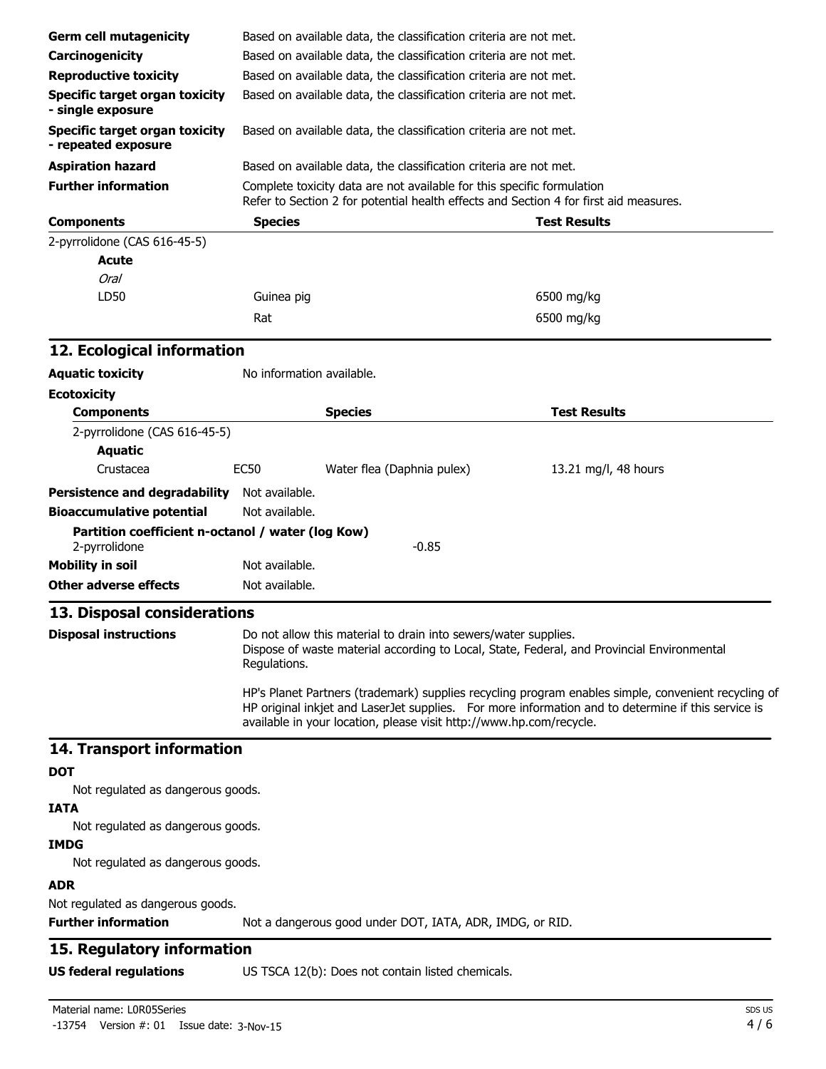| | |
|---|---|
| **Germ cell mutagenicity** | Based on available data, the classification criteria are not met. |
| **Carcinogenicity** | Based on available data, the classification criteria are not met. |
| **Reproductive toxicity** | Based on available data, the classification criteria are not met. |
| **Specific target organ toxicity - single exposure** | Based on available data, the classification criteria are not met. |
| **Specific target organ toxicity - repeated exposure** | Based on available data, the classification criteria are not met. |
| **Aspiration hazard** | Based on available data, the classification criteria are not met. |
| **Further information** | Complete toxicity data are not available for this specific formulation<br>Refer to Section 2 for potential health effects and Section 4 for first aid measures. |

| **Components** | **Species** | **Test Results** |
|---|---|---|
| 2-pyrrolidone (CAS 616-45-5) | | |
| **Acute** | | |
| *Oral* | | |
| LD50 | Guinea pig | 6500 mg/kg |
| | Rat | 6500 mg/kg |

## 12. Ecological information

**Aquatic toxicity** No information available.

**Ecotoxicity**

| **Components** | | **Species** | **Test Results** |
|---|---|---|---|
| 2-pyrrolidone (CAS 616-45-5) | | | |
| **Aquatic** | | | |
| Crustacea | EC50 | Water flea (Daphnia pulex) | 13.21 mg/l, 48 hours |

**Persistence and degradability** Not available.

**Bioaccumulative potential** Not available.

**Partition coefficient n-octanol / water (log Kow)**
2-pyrrolidone -0.85

**Mobility in soil** Not available.

**Other adverse effects** Not available.

## 13. Disposal considerations

**Disposal instructions** Do not allow this material to drain into sewers/water supplies.
Dispose of waste material according to Local, State, Federal, and Provincial Environmental Regulations.

HP's Planet Partners (trademark) supplies recycling program enables simple, convenient recycling of HP original inkjet and LaserJet supplies. For more information and to determine if this service is available in your location, please visit http://www.hp.com/recycle.

## 14. Transport information

**DOT**

Not regulated as dangerous goods.

**IATA**

Not regulated as dangerous goods.

**IMDG**

Not regulated as dangerous goods.

**ADR**

Not regulated as dangerous goods.

**Further information** Not a dangerous good under DOT, IATA, ADR, IMDG, or RID.

## 15. Regulatory information

**US federal regulations** US TSCA 12(b): Does not contain listed chemicals.

Material name: L0R05Series
-13754 Version #: 01 Issue date: 3-Nov-15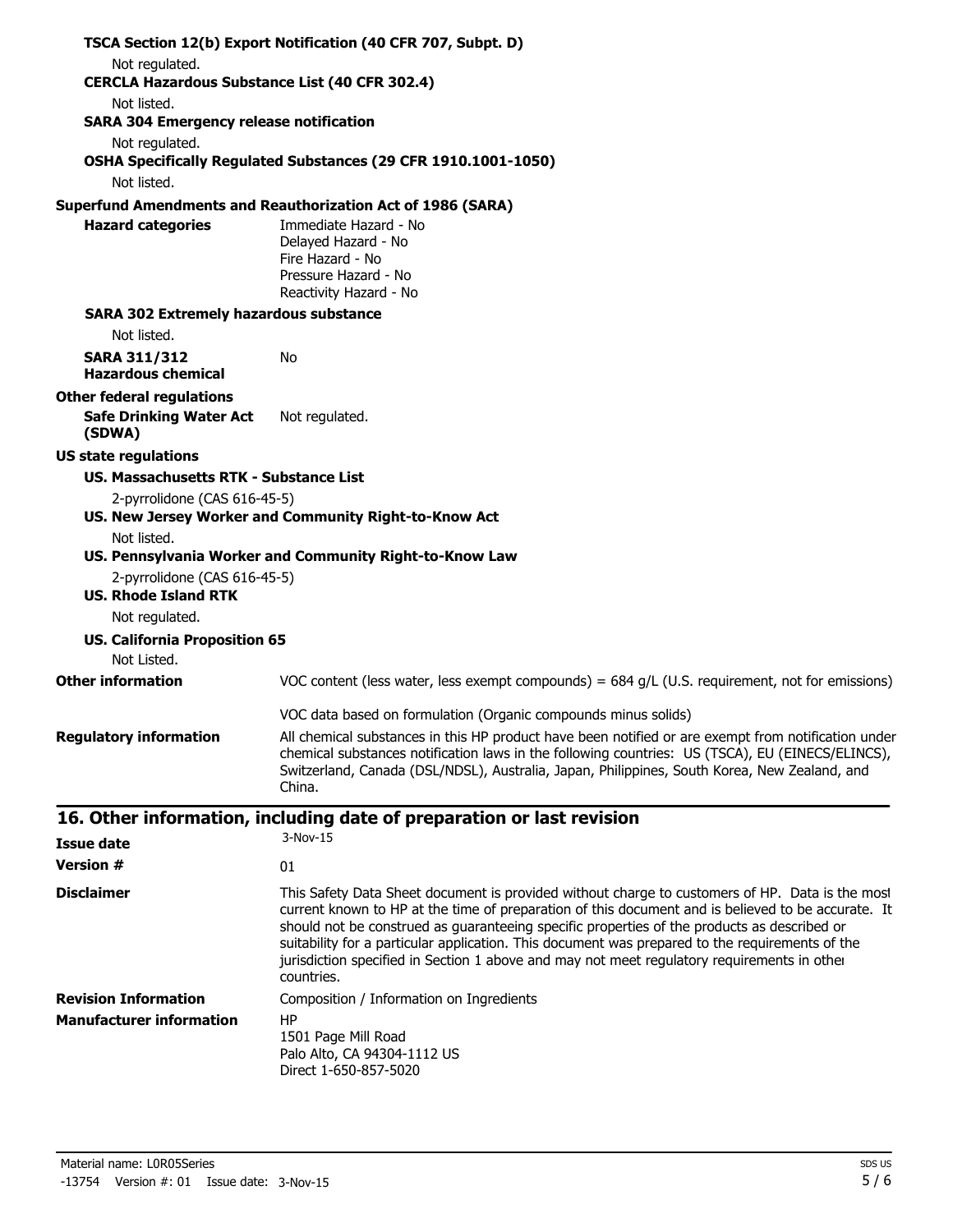**TSCA Section 12(b) Export Notification (40 CFR 707, Subpt. D)**

Not regulated.

**CERCLA Hazardous Substance List (40 CFR 302.4)**

Not listed.

**SARA 304 Emergency release notification**

Not regulated.

**OSHA Specifically Regulated Substances (29 CFR 1910.1001-1050)**

Not listed.

**Superfund Amendments and Reauthorization Act of 1986 (SARA)**

**Hazard categories**

Immediate Hazard - No
Delayed Hazard - No
Fire Hazard - No
Pressure Hazard - No
Reactivity Hazard - No

**SARA 302 Extremely hazardous substance**

Not listed.

**SARA 311/312 Hazardous chemical** No

**Other federal regulations**

**Safe Drinking Water Act (SDWA)** Not regulated.

**US state regulations**

**US. Massachusetts RTK - Substance List**

2-pyrrolidone (CAS 616-45-5)

**US. New Jersey Worker and Community Right-to-Know Act**

Not listed.

**US. Pennsylvania Worker and Community Right-to-Know Law**

2-pyrrolidone (CAS 616-45-5)

**US. Rhode Island RTK**

Not regulated.

**US. California Proposition 65**

Not Listed.

**Other information**

VOC content (less water, less exempt compounds) = 684 g/L (U.S. requirement, not for emissions)

VOC data based on formulation (Organic compounds minus solids)

**Regulatory information**

All chemical substances in this HP product have been notified or are exempt from notification under chemical substances notification laws in the following countries: US (TSCA), EU (EINECS/ELINCS), Switzerland, Canada (DSL/NDSL), Australia, Japan, Philippines, South Korea, New Zealand, and China.

## 16. Other information, including date of preparation or last revision

**Issue date** 3-Nov-15

**Version #** 01

**Disclaimer**

This Safety Data Sheet document is provided without charge to customers of HP. Data is the most current known to HP at the time of preparation of this document and is believed to be accurate. It should not be construed as guaranteeing specific properties of the products as described or suitability for a particular application. This document was prepared to the requirements of the jurisdiction specified in Section 1 above and may not meet regulatory requirements in other countries.

**Revision Information** Composition / Information on Ingredients

**Manufacturer information**

HP
1501 Page Mill Road
Palo Alto, CA 94304-1112 US
Direct 1-650-857-5020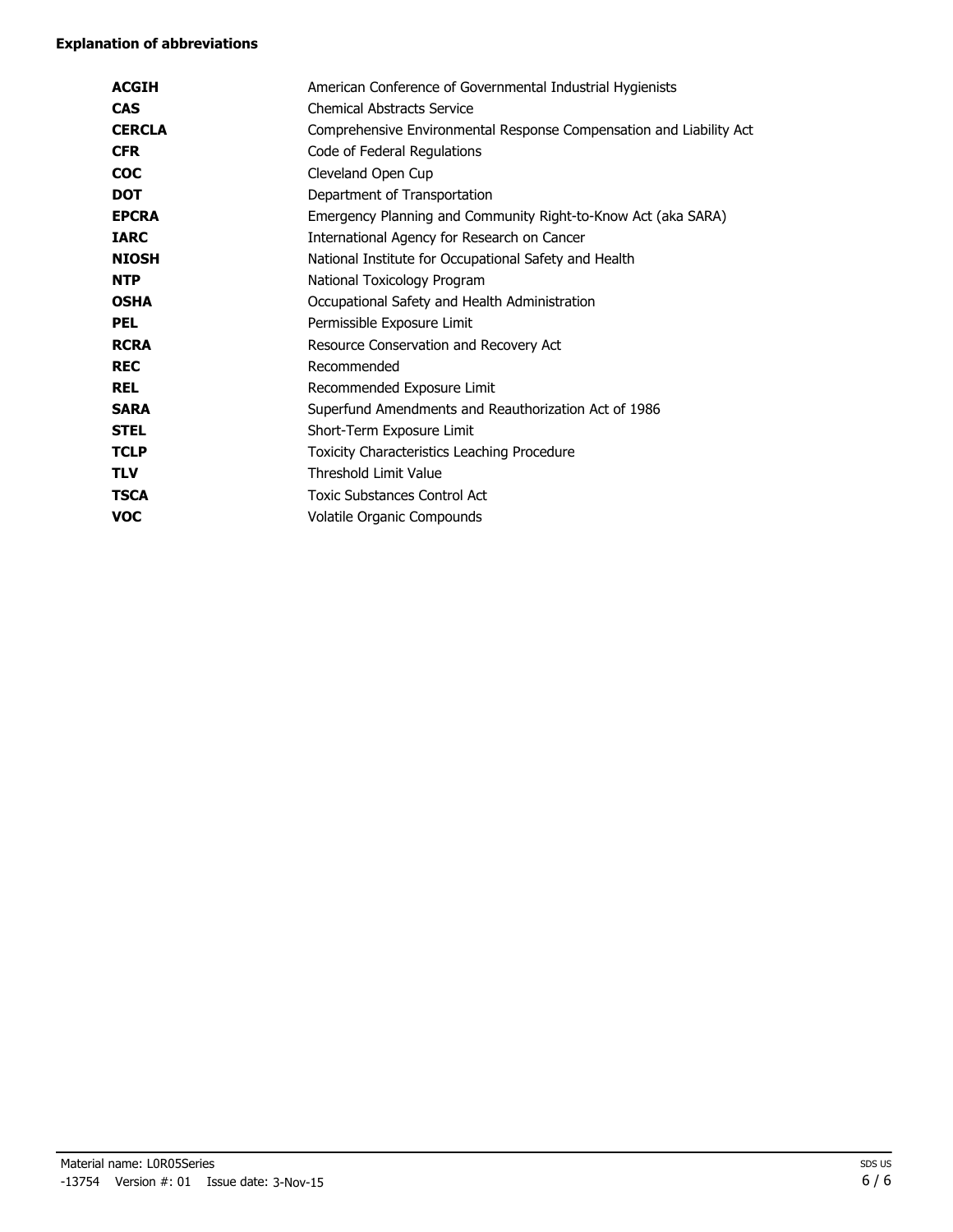**Explanation of abbreviations**

| | |
|---|---|
| **ACGIH** | American Conference of Governmental Industrial Hygienists |
| **CAS** | Chemical Abstracts Service |
| **CERCLA** | Comprehensive Environmental Response Compensation and Liability Act |
| **CFR** | Code of Federal Regulations |
| **COC** | Cleveland Open Cup |
| **DOT** | Department of Transportation |
| **EPCRA** | Emergency Planning and Community Right-to-Know Act (aka SARA) |
| **IARC** | International Agency for Research on Cancer |
| **NIOSH** | National Institute for Occupational Safety and Health |
| **NTP** | National Toxicology Program |
| **OSHA** | Occupational Safety and Health Administration |
| **PEL** | Permissible Exposure Limit |
| **RCRA** | Resource Conservation and Recovery Act |
| **REC** | Recommended |
| **REL** | Recommended Exposure Limit |
| **SARA** | Superfund Amendments and Reauthorization Act of 1986 |
| **STEL** | Short-Term Exposure Limit |
| **TCLP** | Toxicity Characteristics Leaching Procedure |
| **TLV** | Threshold Limit Value |
| **TSCA** | Toxic Substances Control Act |
| **VOC** | Volatile Organic Compounds |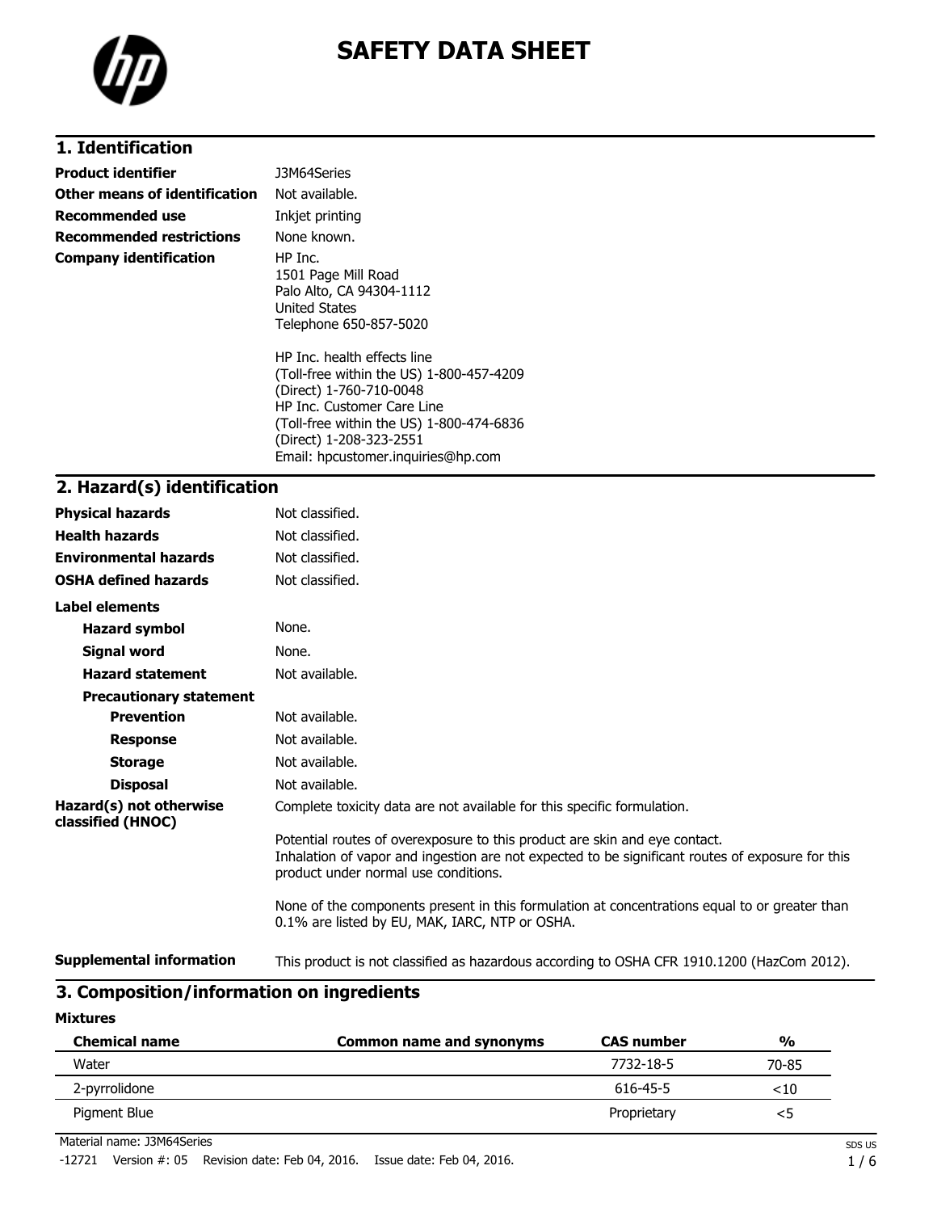# SAFETY DATA SHEET

## 1. Identification

| | |
|---|---|
| **Product identifier** | J3M64Series |
| **Other means of identification** | Not available. |
| **Recommended use** | Inkjet printing |
| **Recommended restrictions** | None known. |
| **Company identification** | HP Inc.<br>1501 Page Mill Road<br>Palo Alto, CA 94304-1112<br>United States<br>Telephone 650-857-5020<br><br>HP Inc. health effects line<br>(Toll-free within the US) 1-800-457-4209<br>(Direct) 1-760-710-0048<br>HP Inc. Customer Care Line<br>(Toll-free within the US) 1-800-474-6836<br>(Direct) 1-208-323-2551<br>Email: hpcustomer.inquiries@hp.com |

## 2. Hazard(s) identification

| | |
|---|---|
| **Physical hazards** | Not classified. |
| **Health hazards** | Not classified. |
| **Environmental hazards** | Not classified. |
| **OSHA defined hazards** | Not classified. |

**Label elements**

| | |
|---|---|
| **Hazard symbol** | None. |
| **Signal word** | None. |
| **Hazard statement** | Not available. |
| **Precautionary statement** | |
| **Prevention** | Not available. |
| **Response** | Not available. |
| **Storage** | Not available. |
| **Disposal** | Not available. |

**Hazard(s) not otherwise classified (HNOC)**

Complete toxicity data are not available for this specific formulation.

Potential routes of overexposure to this product are skin and eye contact.
Inhalation of vapor and ingestion are not expected to be significant routes of exposure for this product under normal use conditions.

None of the components present in this formulation at concentrations equal to or greater than 0.1% are listed by EU, MAK, IARC, NTP or OSHA.

**Supplemental information**

This product is not classified as hazardous according to OSHA CFR 1910.1200 (HazCom 2012).

## 3. Composition/information on ingredients

**Mixtures**

| Chemical name | Common name and synonyms | CAS number | % |
|---|---|---|---|
| Water | | 7732-18-5 | 70-85 |
| 2-pyrrolidone | | 616-45-5 | <10 |
| Pigment Blue | | Proprietary | <5 |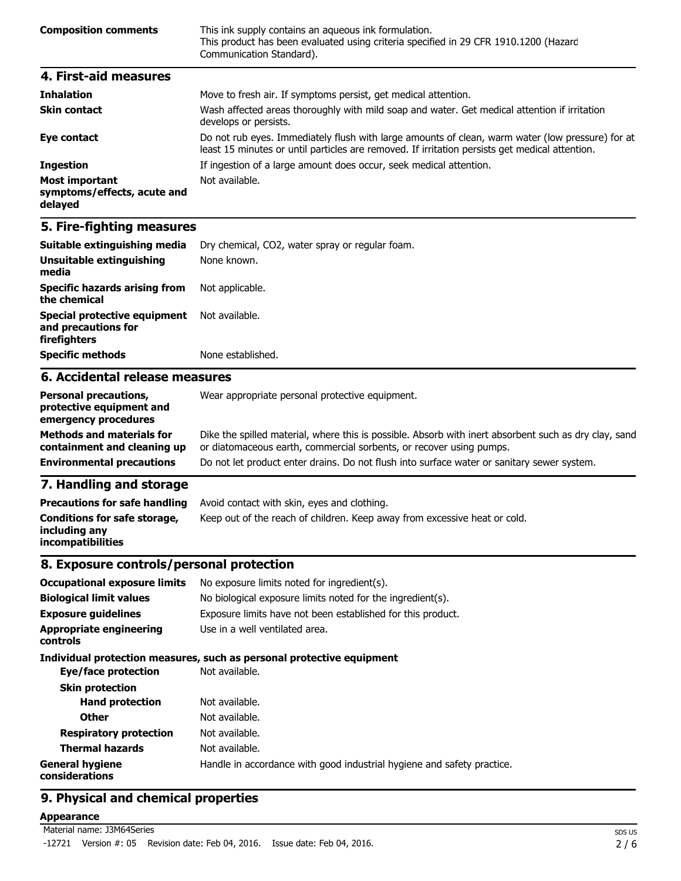| | |
|---|---|
| **Composition comments** | This ink supply contains an aqueous ink formulation.<br>This product has been evaluated using criteria specified in 29 CFR 1910.1200 (Hazard Communication Standard). |

## 4. First-aid measures

| | |
|---|---|
| **Inhalation** | Move to fresh air. If symptoms persist, get medical attention. |
| **Skin contact** | Wash affected areas thoroughly with mild soap and water. Get medical attention if irritation develops or persists. |
| **Eye contact** | Do not rub eyes. Immediately flush with large amounts of clean, warm water (low pressure) for at least 15 minutes or until particles are removed. If irritation persists get medical attention. |
| **Ingestion** | If ingestion of a large amount does occur, seek medical attention. |
| **Most important symptoms/effects, acute and delayed** | Not available. |

## 5. Fire-fighting measures

| | |
|---|---|
| **Suitable extinguishing media** | Dry chemical, CO2, water spray or regular foam. |
| **Unsuitable extinguishing media** | None known. |
| **Specific hazards arising from the chemical** | Not applicable. |
| **Special protective equipment and precautions for firefighters** | Not available. |
| **Specific methods** | None established. |

## 6. Accidental release measures

| | |
|---|---|
| **Personal precautions, protective equipment and emergency procedures** | Wear appropriate personal protective equipment. |
| **Methods and materials for containment and cleaning up** | Dike the spilled material, where this is possible. Absorb with inert absorbent such as dry clay, sand or diatomaceous earth, commercial sorbents, or recover using pumps. |
| **Environmental precautions** | Do not let product enter drains. Do not flush into surface water or sanitary sewer system. |

## 7. Handling and storage

| | |
|---|---|
| **Precautions for safe handling** | Avoid contact with skin, eyes and clothing. |
| **Conditions for safe storage, including any incompatibilities** | Keep out of the reach of children. Keep away from excessive heat or cold. |

## 8. Exposure controls/personal protection

| | |
|---|---|
| **Occupational exposure limits** | No exposure limits noted for ingredient(s). |
| **Biological limit values** | No biological exposure limits noted for the ingredient(s). |
| **Exposure guidelines** | Exposure limits have not been established for this product. |
| **Appropriate engineering controls** | Use in a well ventilated area. |

**Individual protection measures, such as personal protective equipment**

| | |
|---|---|
| **Eye/face protection** | Not available. |
| **Skin protection** | |
| **Hand protection** | Not available. |
| **Other** | Not available. |
| **Respiratory protection** | Not available. |
| **Thermal hazards** | Not available. |
| **General hygiene considerations** | Handle in accordance with good industrial hygiene and safety practice. |

## 9. Physical and chemical properties

**Appearance**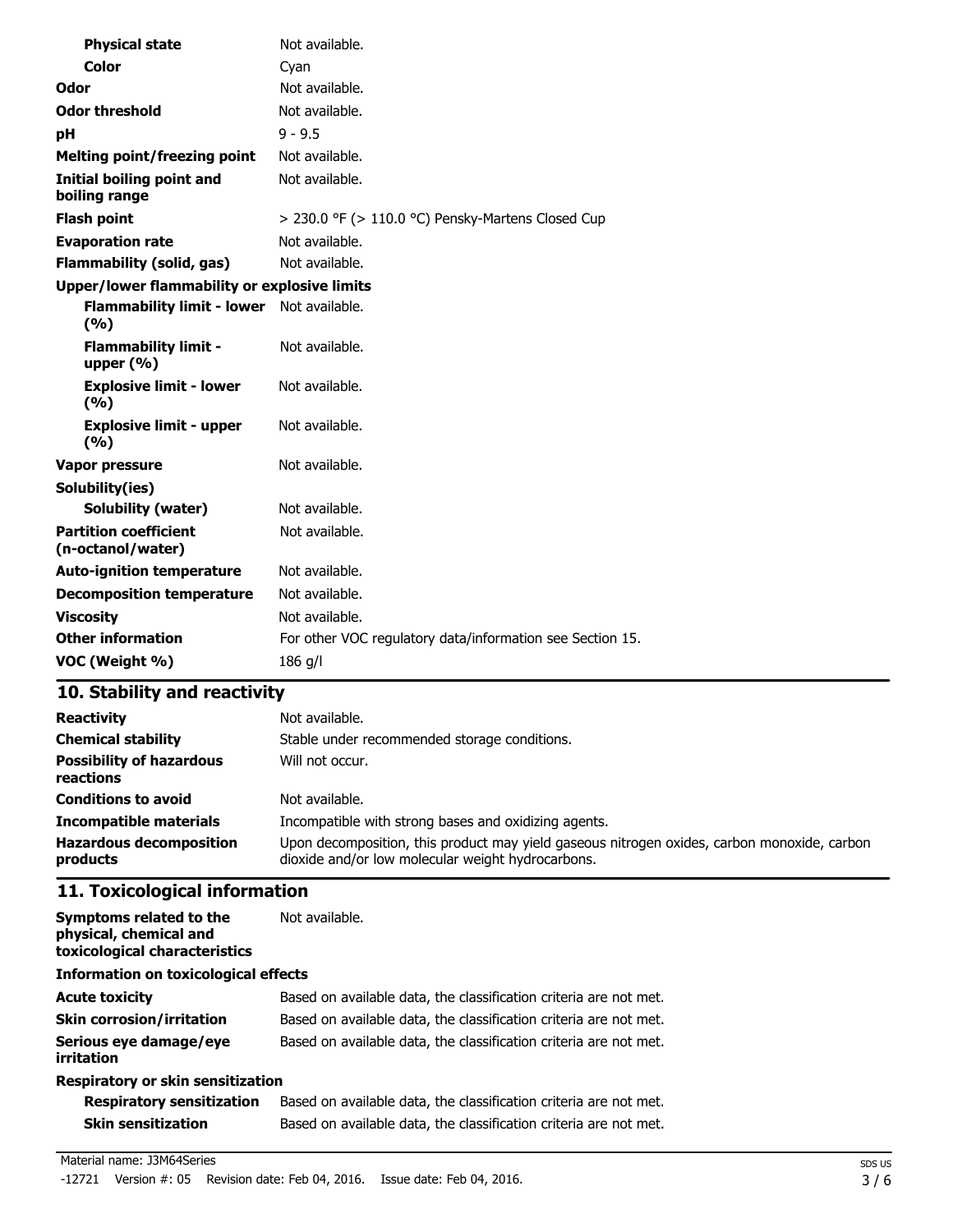| Property | Value |
| --- | --- |
| **Physical state** | Not available. |
| **Color** | Cyan |
| **Odor** | Not available. |
| **Odor threshold** | Not available. |
| **pH** | 9 - 9.5 |
| **Melting point/freezing point** | Not available. |
| **Initial boiling point and boiling range** | Not available. |
| **Flash point** | > 230.0 °F (> 110.0 °C) Pensky-Martens Closed Cup |
| **Evaporation rate** | Not available. |
| **Flammability (solid, gas)** | Not available. |
| **Upper/lower flammability or explosive limits** | |
| **Flammability limit - lower (%)** | Not available. |
| **Flammability limit - upper (%)** | Not available. |
| **Explosive limit - lower (%)** | Not available. |
| **Explosive limit - upper (%)** | Not available. |
| **Vapor pressure** | Not available. |
| **Solubility(ies)** | |
| **Solubility (water)** | Not available. |
| **Partition coefficient (n-octanol/water)** | Not available. |
| **Auto-ignition temperature** | Not available. |
| **Decomposition temperature** | Not available. |
| **Viscosity** | Not available. |
| **Other information** | For other VOC regulatory data/information see Section 15. |
| **VOC (Weight %)** | 186 g/l |

## 10. Stability and reactivity

| Property | Value |
| --- | --- |
| **Reactivity** | Not available. |
| **Chemical stability** | Stable under recommended storage conditions. |
| **Possibility of hazardous reactions** | Will not occur. |
| **Conditions to avoid** | Not available. |
| **Incompatible materials** | Incompatible with strong bases and oxidizing agents. |
| **Hazardous decomposition products** | Upon decomposition, this product may yield gaseous nitrogen oxides, carbon monoxide, carbon dioxide and/or low molecular weight hydrocarbons. |

## 11. Toxicological information

| Property | Value |
| --- | --- |
| **Symptoms related to the physical, chemical and toxicological characteristics** | Not available. |
| **Information on toxicological effects** | |
| **Acute toxicity** | Based on available data, the classification criteria are not met. |
| **Skin corrosion/irritation** | Based on available data, the classification criteria are not met. |
| **Serious eye damage/eye irritation** | Based on available data, the classification criteria are not met. |
| **Respiratory or skin sensitization** | |
| **Respiratory sensitization** | Based on available data, the classification criteria are not met. |
| **Skin sensitization** | Based on available data, the classification criteria are not met. |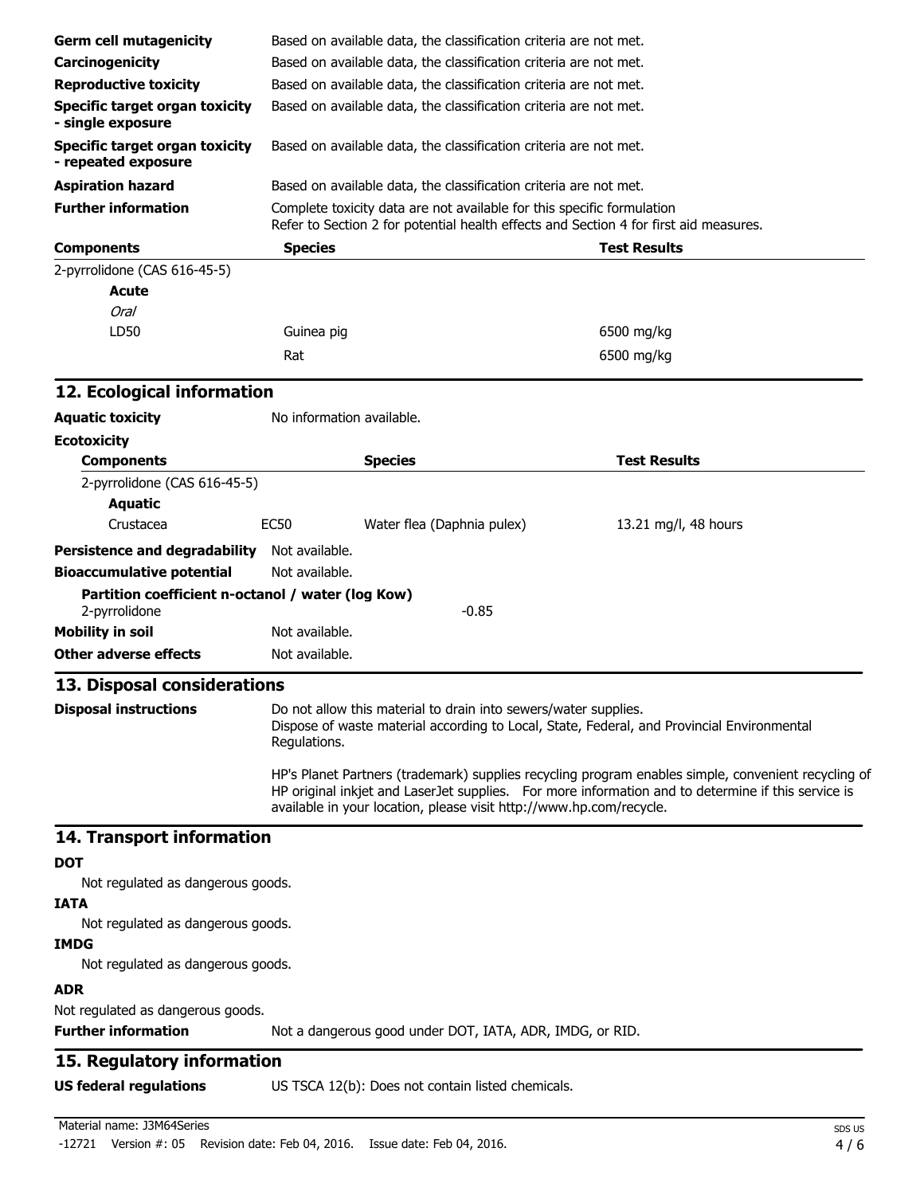| | |
|---|---|
| **Germ cell mutagenicity** | Based on available data, the classification criteria are not met. |
| **Carcinogenicity** | Based on available data, the classification criteria are not met. |
| **Reproductive toxicity** | Based on available data, the classification criteria are not met. |
| **Specific target organ toxicity - single exposure** | Based on available data, the classification criteria are not met. |
| **Specific target organ toxicity - repeated exposure** | Based on available data, the classification criteria are not met. |
| **Aspiration hazard** | Based on available data, the classification criteria are not met. |
| **Further information** | Complete toxicity data are not available for this specific formulation<br>Refer to Section 2 for potential health effects and Section 4 for first aid measures. |

| Components | Species | Test Results |
|---|---|---|
| 2-pyrrolidone (CAS 616-45-5) | | |
| **Acute** | | |
| *Oral* | | |
| LD50 | Guinea pig | 6500 mg/kg |
| | Rat | 6500 mg/kg |

## 12. Ecological information

**Aquatic toxicity** No information available.

**Ecotoxicity**

| Components | | Species | Test Results |
|---|---|---|---|
| 2-pyrrolidone (CAS 616-45-5) | | | |
| **Aquatic** | | | |
| Crustacea | EC50 | Water flea (Daphnia pulex) | 13.21 mg/l, 48 hours |

**Persistence and degradability** Not available.

**Bioaccumulative potential** Not available.

**Partition coefficient n-octanol / water (log Kow)**
2-pyrrolidone -0.85

**Mobility in soil** Not available.

**Other adverse effects** Not available.

## 13. Disposal considerations

**Disposal instructions**

Do not allow this material to drain into sewers/water supplies.
Dispose of waste material according to Local, State, Federal, and Provincial Environmental Regulations.

HP's Planet Partners (trademark) supplies recycling program enables simple, convenient recycling of HP original inkjet and LaserJet supplies. For more information and to determine if this service is available in your location, please visit http://www.hp.com/recycle.

## 14. Transport information

**DOT**

Not regulated as dangerous goods.

**IATA**

Not regulated as dangerous goods.

**IMDG**

Not regulated as dangerous goods.

**ADR**

Not regulated as dangerous goods.

**Further information** Not a dangerous good under DOT, IATA, ADR, IMDG, or RID.

## 15. Regulatory information

**US federal regulations** US TSCA 12(b): Does not contain listed chemicals.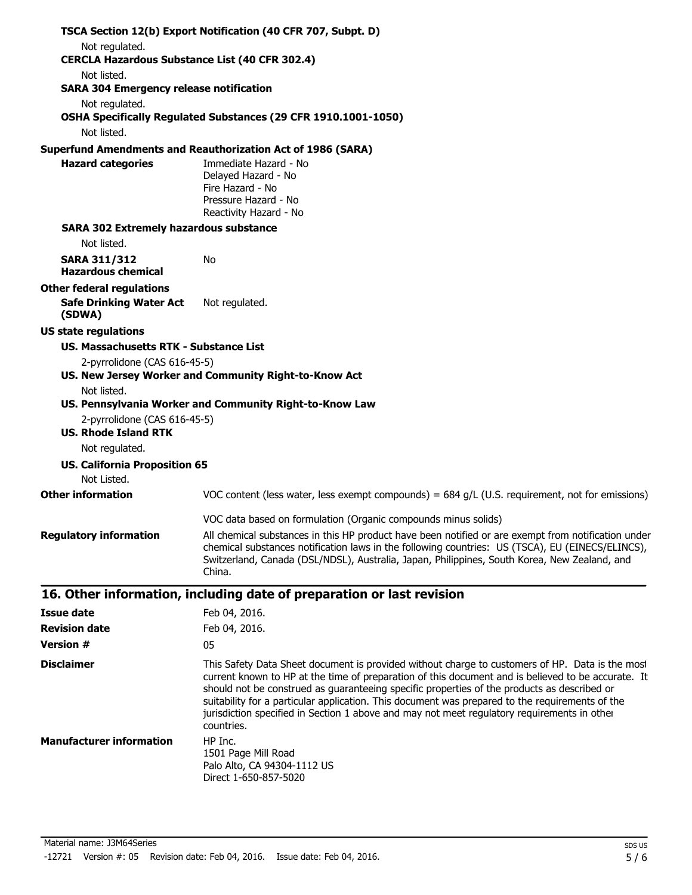**TSCA Section 12(b) Export Notification (40 CFR 707, Subpt. D)**

Not regulated.

**CERCLA Hazardous Substance List (40 CFR 302.4)**

Not listed.

**SARA 304 Emergency release notification**

Not regulated.

**OSHA Specifically Regulated Substances (29 CFR 1910.1001-1050)**

Not listed.

**Superfund Amendments and Reauthorization Act of 1986 (SARA)**

**Hazard categories**
Immediate Hazard - No
Delayed Hazard - No
Fire Hazard - No
Pressure Hazard - No
Reactivity Hazard - No

**SARA 302 Extremely hazardous substance**

Not listed.

**SARA 311/312 Hazardous chemical** No

**Other federal regulations**

**Safe Drinking Water Act (SDWA)** Not regulated.

**US state regulations**

**US. Massachusetts RTK - Substance List**

2-pyrrolidone (CAS 616-45-5)

**US. New Jersey Worker and Community Right-to-Know Act**

Not listed.

**US. Pennsylvania Worker and Community Right-to-Know Law**

2-pyrrolidone (CAS 616-45-5)

**US. Rhode Island RTK**

Not regulated.

**US. California Proposition 65**

Not Listed.

**Other information** VOC content (less water, less exempt compounds) = 684 g/L (U.S. requirement, not for emissions)

VOC data based on formulation (Organic compounds minus solids)

**Regulatory information** All chemical substances in this HP product have been notified or are exempt from notification under chemical substances notification laws in the following countries: US (TSCA), EU (EINECS/ELINCS), Switzerland, Canada (DSL/NDSL), Australia, Japan, Philippines, South Korea, New Zealand, and China.

## 16. Other information, including date of preparation or last revision

**Issue date** Feb 04, 2016.

**Revision date** Feb 04, 2016.

**Version #** 05

**Disclaimer** This Safety Data Sheet document is provided without charge to customers of HP. Data is the most current known to HP at the time of preparation of this document and is believed to be accurate. It should not be construed as guaranteeing specific properties of the products as described or suitability for a particular application. This document was prepared to the requirements of the jurisdiction specified in Section 1 above and may not meet regulatory requirements in other countries.

**Manufacturer information**
HP Inc.
1501 Page Mill Road
Palo Alto, CA 94304-1112 US
Direct 1-650-857-5020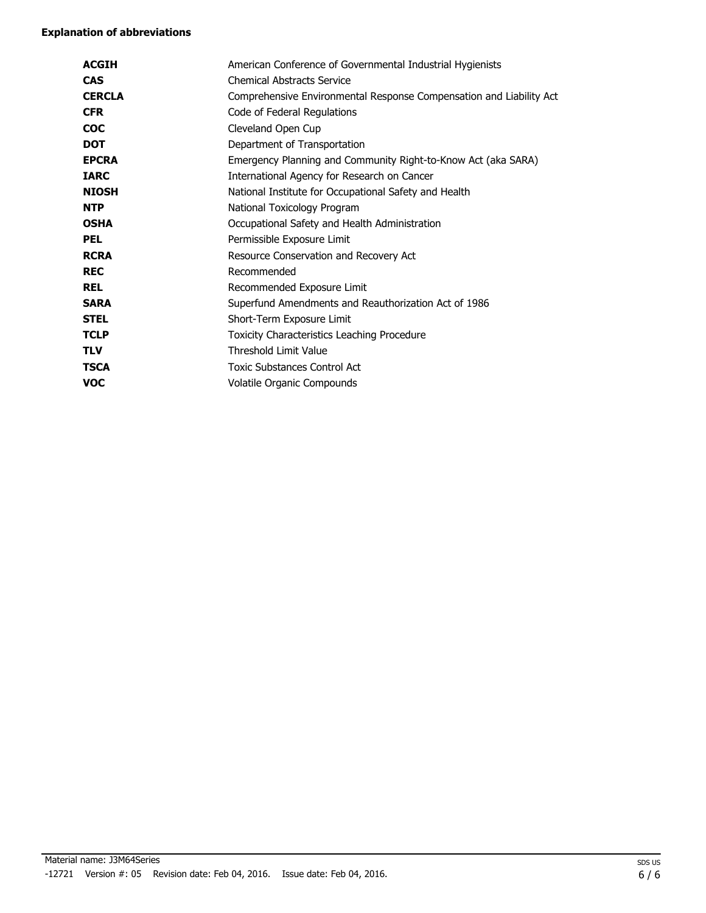**Explanation of abbreviations**

| | |
|---|---|
| **ACGIH** | American Conference of Governmental Industrial Hygienists |
| **CAS** | Chemical Abstracts Service |
| **CERCLA** | Comprehensive Environmental Response Compensation and Liability Act |
| **CFR** | Code of Federal Regulations |
| **COC** | Cleveland Open Cup |
| **DOT** | Department of Transportation |
| **EPCRA** | Emergency Planning and Community Right-to-Know Act (aka SARA) |
| **IARC** | International Agency for Research on Cancer |
| **NIOSH** | National Institute for Occupational Safety and Health |
| **NTP** | National Toxicology Program |
| **OSHA** | Occupational Safety and Health Administration |
| **PEL** | Permissible Exposure Limit |
| **RCRA** | Resource Conservation and Recovery Act |
| **REC** | Recommended |
| **REL** | Recommended Exposure Limit |
| **SARA** | Superfund Amendments and Reauthorization Act of 1986 |
| **STEL** | Short-Term Exposure Limit |
| **TCLP** | Toxicity Characteristics Leaching Procedure |
| **TLV** | Threshold Limit Value |
| **TSCA** | Toxic Substances Control Act |
| **VOC** | Volatile Organic Compounds |